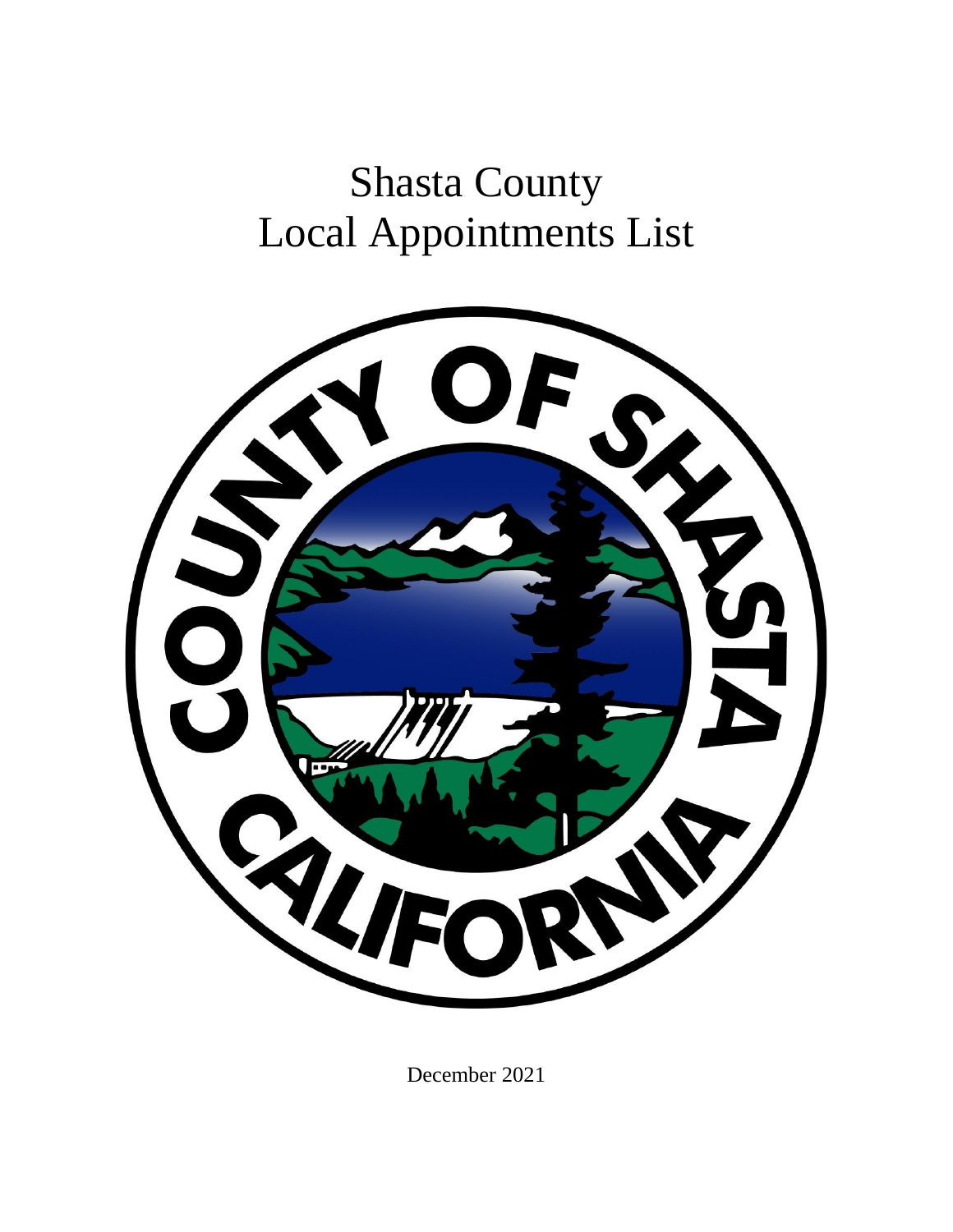# Shasta County
# Local Appointments List

December 2021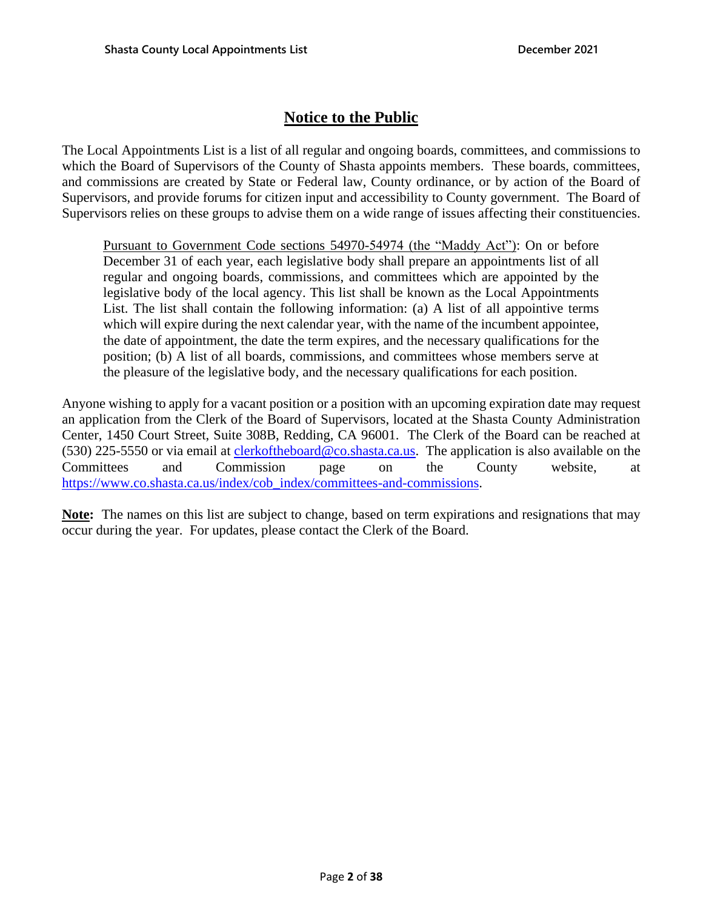# Notice to the Public

The Local Appointments List is a list of all regular and ongoing boards, committees, and commissions to which the Board of Supervisors of the County of Shasta appoints members. These boards, committees, and commissions are created by State or Federal law, County ordinance, or by action of the Board of Supervisors, and provide forums for citizen input and accessibility to County government. The Board of Supervisors relies on these groups to advise them on a wide range of issues affecting their constituencies.

> Pursuant to Government Code sections 54970-54974 (the "Maddy Act"): On or before December 31 of each year, each legislative body shall prepare an appointments list of all regular and ongoing boards, commissions, and committees which are appointed by the legislative body of the local agency. This list shall be known as the Local Appointments List. The list shall contain the following information: (a) A list of all appointive terms which will expire during the next calendar year, with the name of the incumbent appointee, the date of appointment, the date the term expires, and the necessary qualifications for the position; (b) A list of all boards, commissions, and committees whose members serve at the pleasure of the legislative body, and the necessary qualifications for each position.

Anyone wishing to apply for a vacant position or a position with an upcoming expiration date may request an application from the Clerk of the Board of Supervisors, located at the Shasta County Administration Center, 1450 Court Street, Suite 308B, Redding, CA 96001. The Clerk of the Board can be reached at (530) 225-5550 or via email at clerkoftheboard@co.shasta.ca.us. The application is also available on the Committees and Commission page on the County website, at https://www.co.shasta.ca.us/index/cob_index/committees-and-commissions.

**Note:** The names on this list are subject to change, based on term expirations and resignations that may occur during the year. For updates, please contact the Clerk of the Board.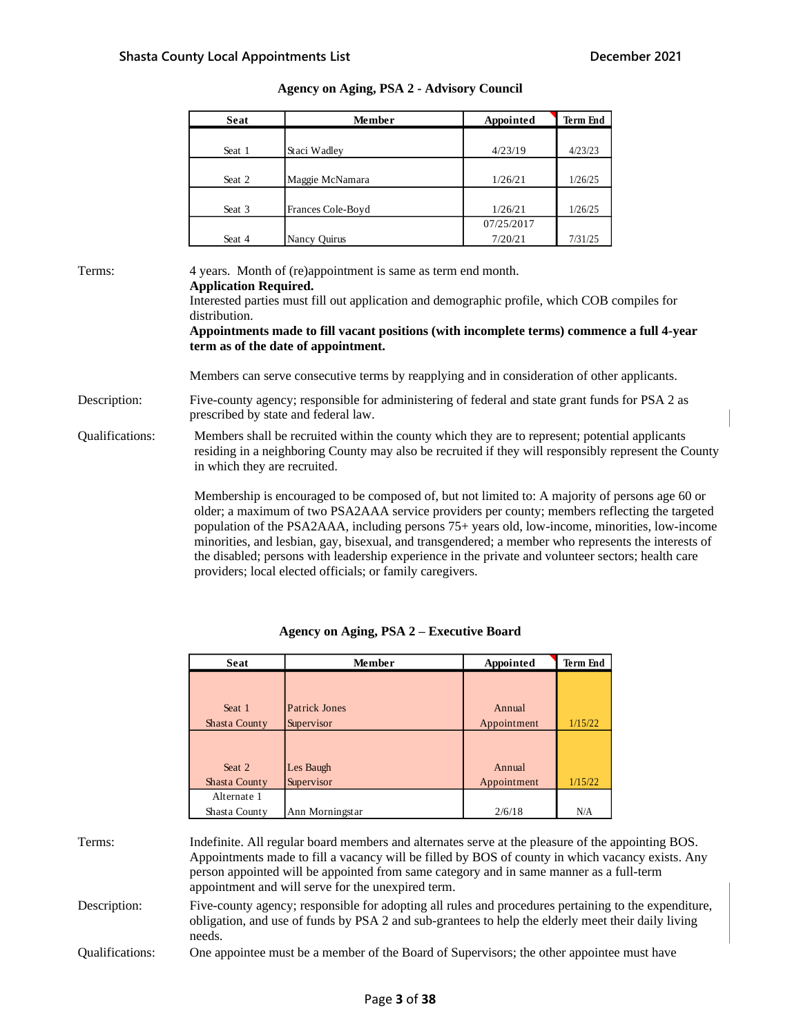## Agency on Aging, PSA 2 - Advisory Council

| Seat | Member | Appointed | Term End |
|---|---|---|---|
| Seat 1 | Staci Wadley | 4/23/19 | 4/23/23 |
| Seat 2 | Maggie McNamara | 1/26/21 | 1/26/25 |
| Seat 3 | Frances Cole-Boyd | 1/26/21 | 1/26/25 |
| Seat 4 | Nancy Quirus | 07/25/2017 7/20/21 | 7/31/25 |

Terms: 4 years. Month of (re)appointment is same as term end month.

**Application Required.**

Interested parties must fill out application and demographic profile, which COB compiles for distribution.

**Appointments made to fill vacant positions (with incomplete terms) commence a full 4-year term as of the date of appointment.**

Members can serve consecutive terms by reapplying and in consideration of other applicants.

Description: Five-county agency; responsible for administering of federal and state grant funds for PSA 2 as prescribed by state and federal law.

Qualifications: Members shall be recruited within the county which they are to represent; potential applicants residing in a neighboring County may also be recruited if they will responsibly represent the County in which they are recruited.

Membership is encouraged to be composed of, but not limited to: A majority of persons age 60 or older; a maximum of two PSA2AAA service providers per county; members reflecting the targeted population of the PSA2AAA, including persons 75+ years old, low-income, minorities, low-income minorities, and lesbian, gay, bisexual, and transgendered; a member who represents the interests of the disabled; persons with leadership experience in the private and volunteer sectors; health care providers; local elected officials; or family caregivers.

## Agency on Aging, PSA 2 – Executive Board

| Seat | Member | Appointed | Term End |
|---|---|---|---|
| Seat 1 Shasta County | Patrick Jones Supervisor | Annual Appointment | 1/15/22 |
| Seat 2 Shasta County | Les Baugh Supervisor | Annual Appointment | 1/15/22 |
| Alternate 1 Shasta County | Ann Morningstar | 2/6/18 | N/A |

Terms: Indefinite. All regular board members and alternates serve at the pleasure of the appointing BOS. Appointments made to fill a vacancy will be filled by BOS of county in which vacancy exists. Any person appointed will be appointed from same category and in same manner as a full-term appointment and will serve for the unexpired term.

Description: Five-county agency; responsible for adopting all rules and procedures pertaining to the expenditure, obligation, and use of funds by PSA 2 and sub-grantees to help the elderly meet their daily living needs.

Qualifications: One appointee must be a member of the Board of Supervisors; the other appointee must have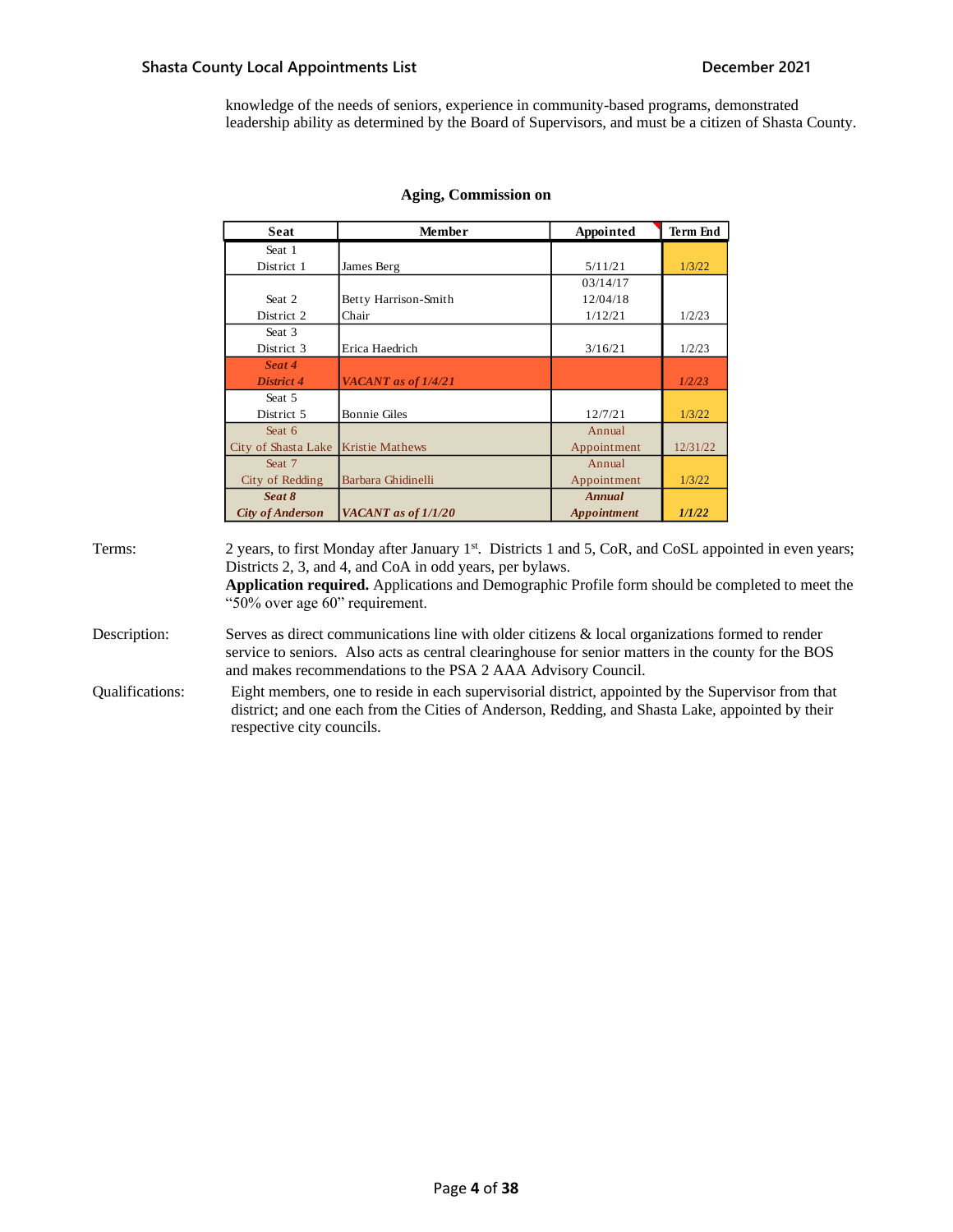knowledge of the needs of seniors, experience in community-based programs, demonstrated leadership ability as determined by the Board of Supervisors, and must be a citizen of Shasta County.

### Aging, Commission on

| Seat | Member | Appointed | Term End |
|---|---|---|---|
| Seat 1 District 1 | James Berg | 5/11/21 | 1/3/22 |
| Seat 2 District 2 | Betty Harrison-Smith Chair | 03/14/17 12/04/18 1/12/21 | 1/2/23 |
| Seat 3 District 3 | Erica Haedrich | 3/16/21 | 1/2/23 |
| ***Seat 4 District 4*** | ***VACANT as of 1/4/21*** | | ***1/2/23*** |
| Seat 5 District 5 | Bonnie Giles | 12/7/21 | 1/3/22 |
| Seat 6 City of Shasta Lake | Kristie Mathews | Annual Appointment | 12/31/22 |
| Seat 7 City of Redding | Barbara Ghidinelli | Annual Appointment | 1/3/22 |
| ***Seat 8 City of Anderson*** | ***VACANT as of 1/1/20*** | ***Annual Appointment*** | ***1/1/22*** |

Terms: 2 years, to first Monday after January 1st. Districts 1 and 5, CoR, and CoSL appointed in even years; Districts 2, 3, and 4, and CoA in odd years, per bylaws.
**Application required.** Applications and Demographic Profile form should be completed to meet the "50% over age 60" requirement.

Description: Serves as direct communications line with older citizens & local organizations formed to render service to seniors. Also acts as central clearinghouse for senior matters in the county for the BOS and makes recommendations to the PSA 2 AAA Advisory Council.

Qualifications: Eight members, one to reside in each supervisorial district, appointed by the Supervisor from that district; and one each from the Cities of Anderson, Redding, and Shasta Lake, appointed by their respective city councils.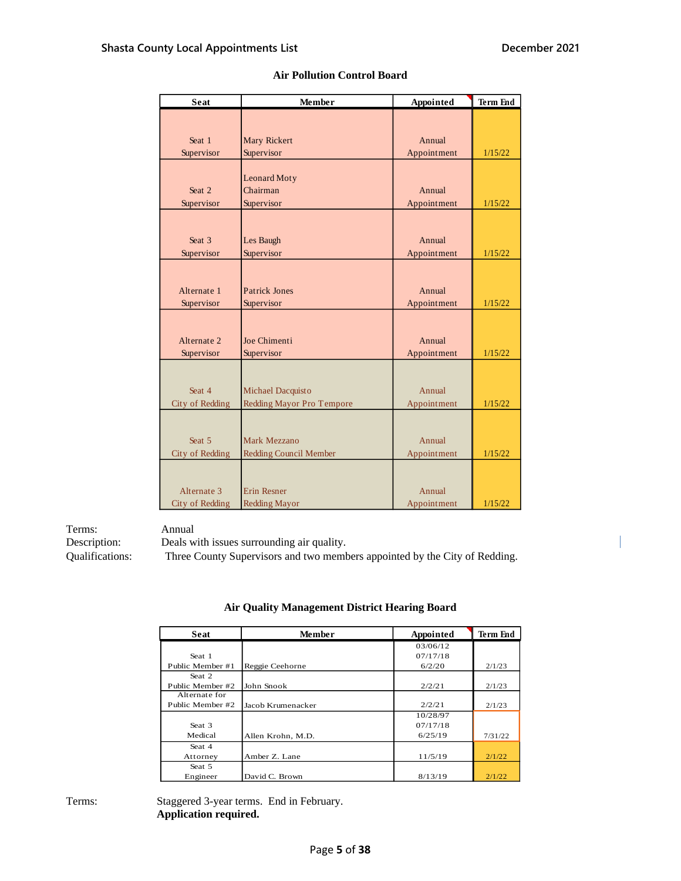## Air Pollution Control Board

| Seat | Member | Appointed | Term End |
|---|---|---|---|
| Seat 1 Supervisor | Mary Rickert Supervisor | Annual Appointment | 1/15/22 |
| Seat 2 Supervisor | Leonard Moty Chairman Supervisor | Annual Appointment | 1/15/22 |
| Seat 3 Supervisor | Les Baugh Supervisor | Annual Appointment | 1/15/22 |
| Alternate 1 Supervisor | Patrick Jones Supervisor | Annual Appointment | 1/15/22 |
| Alternate 2 Supervisor | Joe Chimenti Supervisor | Annual Appointment | 1/15/22 |
| Seat 4 City of Redding | Michael Dacquisto Redding Mayor Pro Tempore | Annual Appointment | 1/15/22 |
| Seat 5 City of Redding | Mark Mezzano Redding Council Member | Annual Appointment | 1/15/22 |
| Alternate 3 City of Redding | Erin Resner Redding Mayor | Annual Appointment | 1/15/22 |

Terms: Annual

Description: Deals with issues surrounding air quality.

Qualifications: Three County Supervisors and two members appointed by the City of Redding.

## Air Quality Management District Hearing Board

| Seat | Member | Appointed | Term End |
|---|---|---|---|
| Seat 1 Public Member #1 | Reggie Ceehorne | 03/06/12 07/17/18 6/2/20 | 2/1/23 |
| Seat 2 Public Member #2 | John Snook | 2/2/21 | 2/1/23 |
| Alternate for Public Member #2 | Jacob Krumenacker | 2/2/21 | 2/1/23 |
| Seat 3 Medical | Allen Krohn, M.D. | 10/28/97 07/17/18 6/25/19 | 7/31/22 |
| Seat 4 Attorney | Amber Z. Lane | 11/5/19 | 2/1/22 |
| Seat 5 Engineer | David C. Brown | 8/13/19 | 2/1/22 |

Terms: Staggered 3-year terms. End in February.
**Application required.**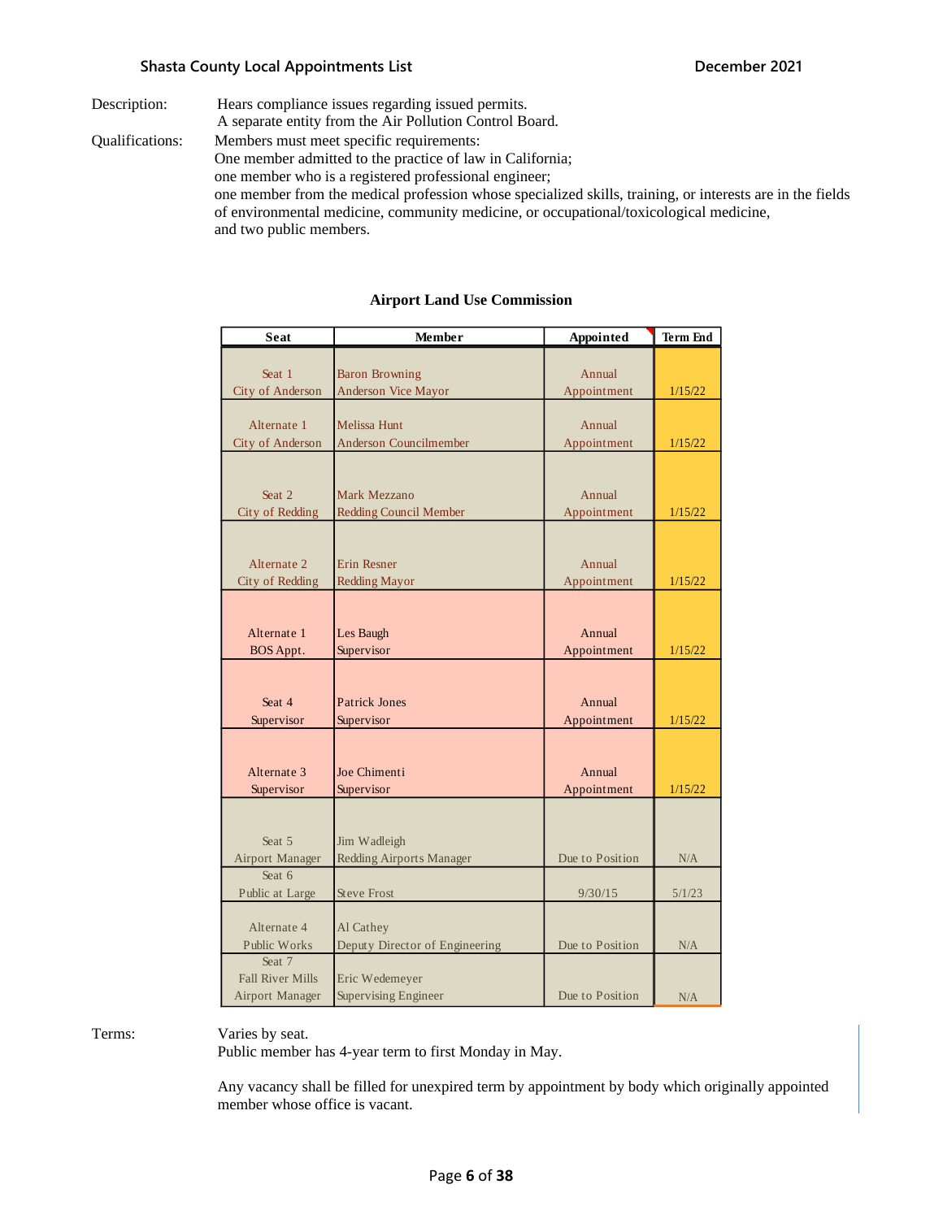Description: Hears compliance issues regarding issued permits.
A separate entity from the Air Pollution Control Board.

Qualifications: Members must meet specific requirements:
One member admitted to the practice of law in California;
one member who is a registered professional engineer;
one member from the medical profession whose specialized skills, training, or interests are in the fields of environmental medicine, community medicine, or occupational/toxicological medicine,
and two public members.

## Airport Land Use Commission

| Seat | Member | Appointed | Term End |
|---|---|---|---|
| Seat 1 City of Anderson | Baron Browning Anderson Vice Mayor | Annual Appointment | 1/15/22 |
| Alternate 1 City of Anderson | Melissa Hunt Anderson Councilmember | Annual Appointment | 1/15/22 |
| Seat 2 City of Redding | Mark Mezzano Redding Council Member | Annual Appointment | 1/15/22 |
| Alternate 2 City of Redding | Erin Resner Redding Mayor | Annual Appointment | 1/15/22 |
| Alternate 1 BOS Appt. | Les Baugh Supervisor | Annual Appointment | 1/15/22 |
| Seat 4 Supervisor | Patrick Jones Supervisor | Annual Appointment | 1/15/22 |
| Alternate 3 Supervisor | Joe Chimenti Supervisor | Annual Appointment | 1/15/22 |
| Seat 5 Airport Manager | Jim Wadleigh Redding Airports Manager | Due to Position | N/A |
| Seat 6 Public at Large | Steve Frost | 9/30/15 | 5/1/23 |
| Alternate 4 Public Works | Al Cathey Deputy Director of Engineering | Due to Position | N/A |
| Seat 7 Fall River Mills Airport Manager | Eric Wedemeyer Supervising Engineer | Due to Position | N/A |

Terms: Varies by seat.
Public member has 4-year term to first Monday in May.

Any vacancy shall be filled for unexpired term by appointment by body which originally appointed member whose office is vacant.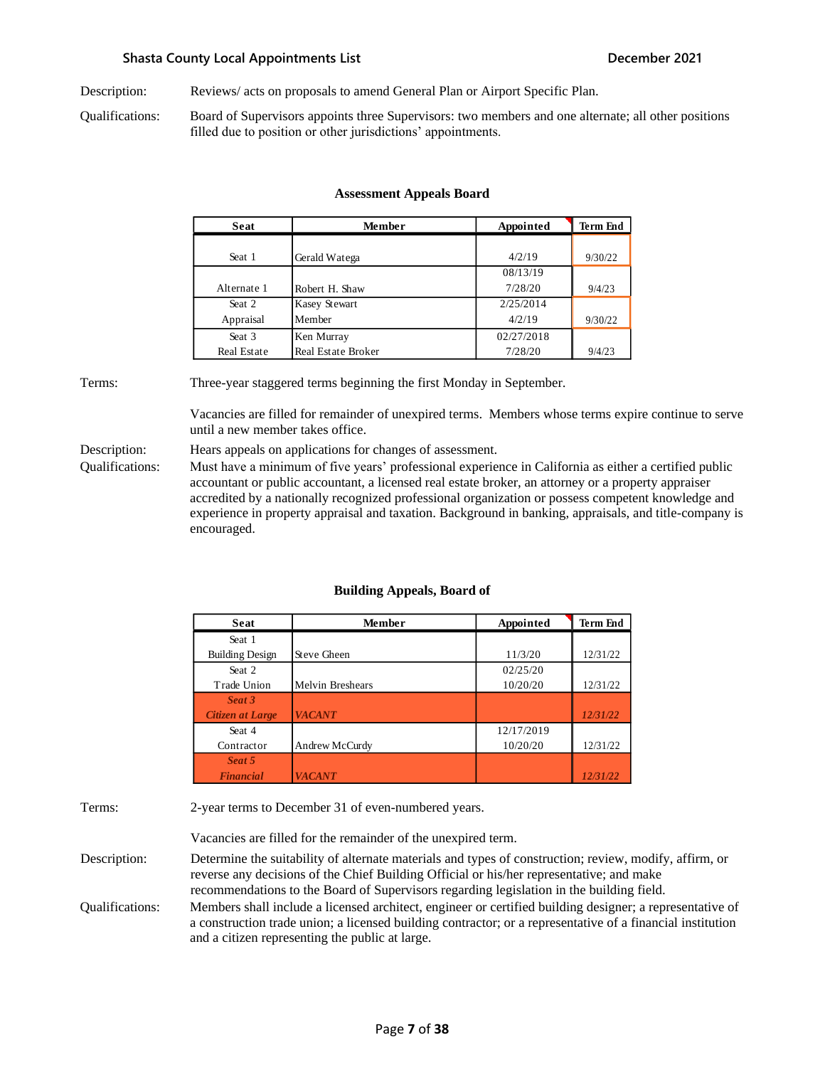Description: Reviews/ acts on proposals to amend General Plan or Airport Specific Plan.

Qualifications: Board of Supervisors appoints three Supervisors: two members and one alternate; all other positions filled due to position or other jurisdictions' appointments.

### Assessment Appeals Board

| Seat | Member | Appointed | Term End |
|---|---|---|---|
| Seat 1 | Gerald Watega | 4/2/19 | 9/30/22 |
| Alternate 1 | Robert H. Shaw | 08/13/19<br>7/28/20 | 9/4/23 |
| Seat 2<br>Appraisal | Kasey Stewart<br>Member | 2/25/2014<br>4/2/19 | 9/30/22 |
| Seat 3<br>Real Estate | Ken Murray<br>Real Estate Broker | 02/27/2018<br>7/28/20 | 9/4/23 |

Terms: Three-year staggered terms beginning the first Monday in September.

Vacancies are filled for remainder of unexpired terms. Members whose terms expire continue to serve until a new member takes office.

Description: Hears appeals on applications for changes of assessment.

Qualifications: Must have a minimum of five years' professional experience in California as either a certified public accountant or public accountant, a licensed real estate broker, an attorney or a property appraiser accredited by a nationally recognized professional organization or possess competent knowledge and experience in property appraisal and taxation. Background in banking, appraisals, and title-company is encouraged.

### Building Appeals, Board of

| Seat | Member | Appointed | Term End |
|---|---|---|---|
| Seat 1<br>Building Design | Steve Gheen | 11/3/20 | 12/31/22 |
| Seat 2<br>Trade Union | Melvin Breshears | 02/25/20<br>10/20/20 | 12/31/22 |
| ***Seat 3<br>Citizen at Large*** | ***VACANT*** | | ***12/31/22*** |
| Seat 4<br>Contractor | Andrew McCurdy | 12/17/2019<br>10/20/20 | 12/31/22 |
| ***Seat 5<br>Financial*** | ***VACANT*** | | ***12/31/22*** |

Terms: 2-year terms to December 31 of even-numbered years.

Vacancies are filled for the remainder of the unexpired term.

Description: Determine the suitability of alternate materials and types of construction; review, modify, affirm, or reverse any decisions of the Chief Building Official or his/her representative; and make recommendations to the Board of Supervisors regarding legislation in the building field.

Qualifications: Members shall include a licensed architect, engineer or certified building designer; a representative of a construction trade union; a licensed building contractor; or a representative of a financial institution and a citizen representing the public at large.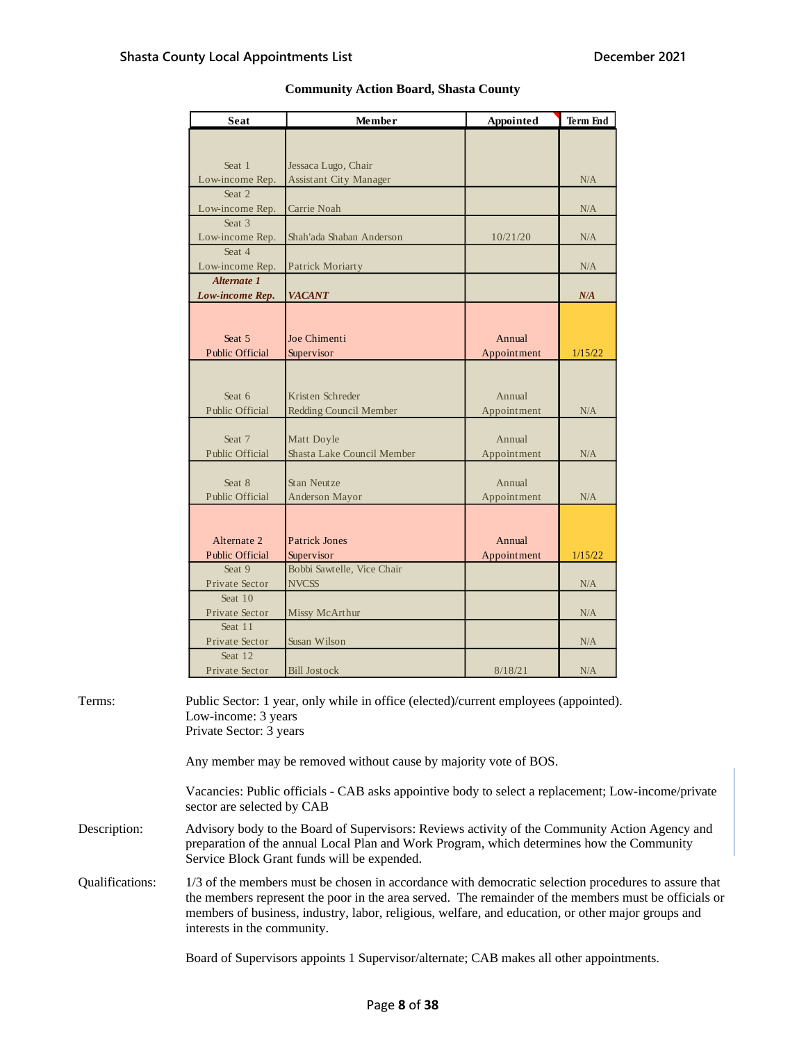## Community Action Board, Shasta County

| Seat | Member | Appointed | Term End |
|---|---|---|---|
| Seat 1 Low-income Rep. | Jessaca Lugo, Chair Assistant City Manager | | N/A |
| Seat 2 Low-income Rep. | Carrie Noah | | N/A |
| Seat 3 Low-income Rep. | Shah'ada Shaban Anderson | 10/21/20 | N/A |
| Seat 4 Low-income Rep. | Patrick Moriarty | | N/A |
| ***Alternate 1 Low-income Rep.*** | ***VACANT*** | | ***N/A*** |
| Seat 5 Public Official | Joe Chimenti Supervisor | Annual Appointment | 1/15/22 |
| Seat 6 Public Official | Kristen Schreder Redding Council Member | Annual Appointment | N/A |
| Seat 7 Public Official | Matt Doyle Shasta Lake Council Member | Annual Appointment | N/A |
| Seat 8 Public Official | Stan Neutze Anderson Mayor | Annual Appointment | N/A |
| Alternate 2 Public Official | Patrick Jones Supervisor | Annual Appointment | 1/15/22 |
| Seat 9 Private Sector | Bobbi Sawtelle, Vice Chair NVCSS | | N/A |
| Seat 10 Private Sector | Missy McArthur | | N/A |
| Seat 11 Private Sector | Susan Wilson | | N/A |
| Seat 12 Private Sector | Bill Jostock | 8/18/21 | N/A |

**Terms:** Public Sector: 1 year, only while in office (elected)/current employees (appointed).
Low-income: 3 years
Private Sector: 3 years

Any member may be removed without cause by majority vote of BOS.

Vacancies: Public officials - CAB asks appointive body to select a replacement; Low-income/private sector are selected by CAB

**Description:** Advisory body to the Board of Supervisors: Reviews activity of the Community Action Agency and preparation of the annual Local Plan and Work Program, which determines how the Community Service Block Grant funds will be expended.

**Qualifications:** 1/3 of the members must be chosen in accordance with democratic selection procedures to assure that the members represent the poor in the area served. The remainder of the members must be officials or members of business, industry, labor, religious, welfare, and education, or other major groups and interests in the community.

Board of Supervisors appoints 1 Supervisor/alternate; CAB makes all other appointments.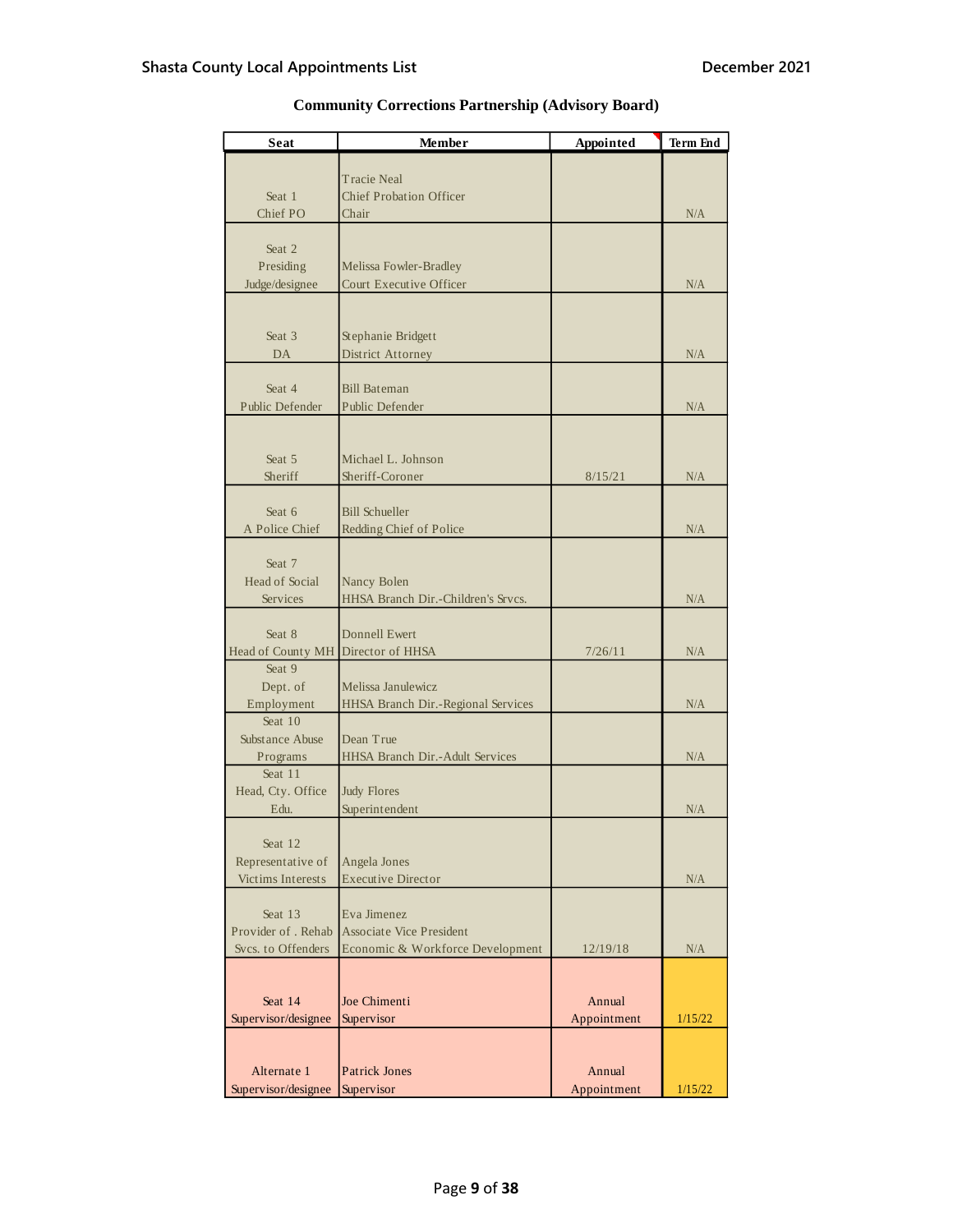## Community Corrections Partnership (Advisory Board)

| Seat | Member | Appointed | Term End |
|---|---|---|---|
| Seat 1 Chief PO | Tracie Neal Chief Probation Officer Chair | | N/A |
| Seat 2 Presiding Judge/designee | Melissa Fowler-Bradley Court Executive Officer | | N/A |
| Seat 3 DA | Stephanie Bridgett District Attorney | | N/A |
| Seat 4 Public Defender | Bill Bateman Public Defender | | N/A |
| Seat 5 Sheriff | Michael L. Johnson Sheriff-Coroner | 8/15/21 | N/A |
| Seat 6 A Police Chief | Bill Schueller Redding Chief of Police | | N/A |
| Seat 7 Head of Social Services | Nancy Bolen HHSA Branch Dir.-Children's Srvcs. | | N/A |
| Seat 8 Head of County MH | Donnell Ewert Director of HHSA | 7/26/11 | N/A |
| Seat 9 Dept. of Employment | Melissa Janulewicz HHSA Branch Dir.-Regional Services | | N/A |
| Seat 10 Substance Abuse Programs | Dean True HHSA Branch Dir.-Adult Services | | N/A |
| Seat 11 Head, Cty. Office Edu. | Judy Flores Superintendent | | N/A |
| Seat 12 Representative of Victims Interests | Angela Jones Executive Director | | N/A |
| Seat 13 Provider of . Rehab Svcs. to Offenders | Eva Jimenez Associate Vice President Economic & Workforce Development | 12/19/18 | N/A |
| Seat 14 Supervisor/designee | Joe Chimenti Supervisor | Annual Appointment | 1/15/22 |
| Alternate 1 Supervisor/designee | Patrick Jones Supervisor | Annual Appointment | 1/15/22 |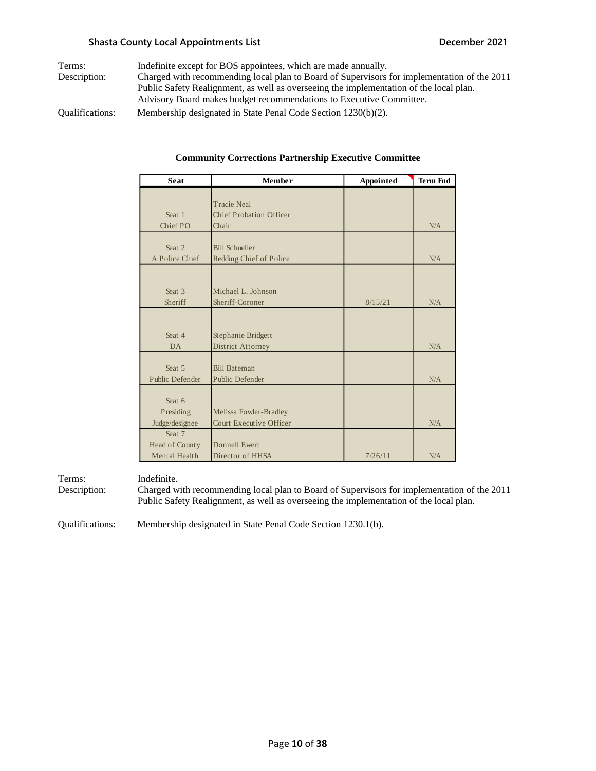Terms: Indefinite except for BOS appointees, which are made annually.

Description: Charged with recommending local plan to Board of Supervisors for implementation of the 2011 Public Safety Realignment, as well as overseeing the implementation of the local plan. Advisory Board makes budget recommendations to Executive Committee.

Qualifications: Membership designated in State Penal Code Section 1230(b)(2).

**Community Corrections Partnership Executive Committee**

| Seat | Member | Appointed | Term End |
|---|---|---|---|
| Seat 1<br>Chief PO | Tracie Neal<br>Chief Probation Officer<br>Chair | | N/A |
| Seat 2<br>A Police Chief | Bill Schueller<br>Redding Chief of Police | | N/A |
| Seat 3<br>Sheriff | Michael L. Johnson<br>Sheriff-Coroner | 8/15/21 | N/A |
| Seat 4<br>DA | Stephanie Bridgett<br>District Attorney | | N/A |
| Seat 5<br>Public Defender | Bill Bateman<br>Public Defender | | N/A |
| Seat 6<br>Presiding<br>Judge/designee | Melissa Fowler-Bradley<br>Court Executive Officer | | N/A |
| Seat 7<br>Head of County<br>Mental Health | Donnell Ewert<br>Director of HHSA | 7/26/11 | N/A |

Terms: Indefinite.

Description: Charged with recommending local plan to Board of Supervisors for implementation of the 2011 Public Safety Realignment, as well as overseeing the implementation of the local plan.

Qualifications: Membership designated in State Penal Code Section 1230.1(b).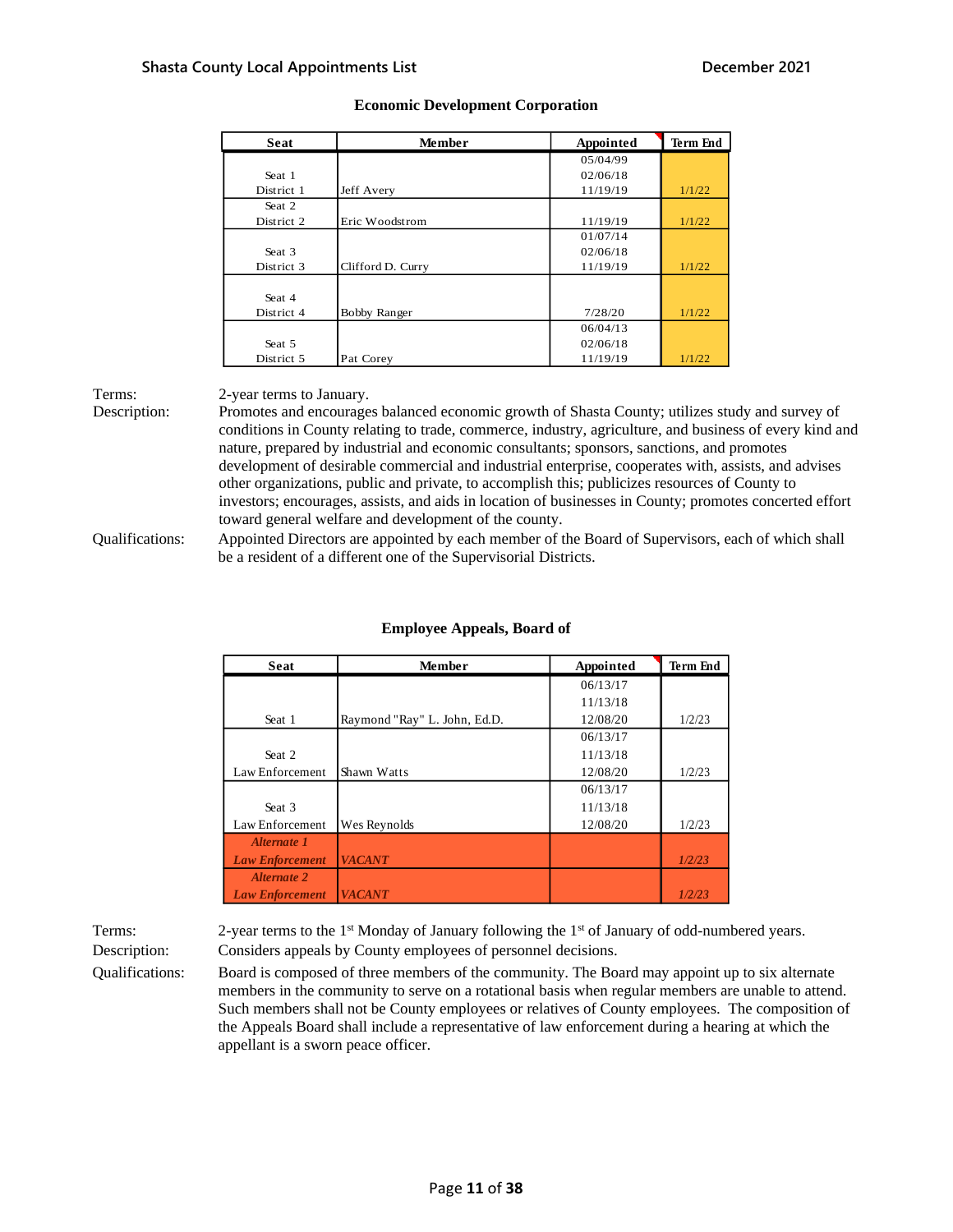## Economic Development Corporation

| Seat | Member | Appointed | Term End |
|---|---|---|---|
| Seat 1<br>District 1 | Jeff Avery | 05/04/99<br>02/06/18<br>11/19/19 | 1/1/22 |
| Seat 2<br>District 2 | Eric Woodstrom | 11/19/19 | 1/1/22 |
| Seat 3<br>District 3 | Clifford D. Curry | 01/07/14<br>02/06/18<br>11/19/19 | 1/1/22 |
| Seat 4<br>District 4 | Bobby Ranger | 7/28/20 | 1/1/22 |
| Seat 5<br>District 5 | Pat Corey | 06/04/13<br>02/06/18<br>11/19/19 | 1/1/22 |

Terms: 2-year terms to January.

Description: Promotes and encourages balanced economic growth of Shasta County; utilizes study and survey of conditions in County relating to trade, commerce, industry, agriculture, and business of every kind and nature, prepared by industrial and economic consultants; sponsors, sanctions, and promotes development of desirable commercial and industrial enterprise, cooperates with, assists, and advises other organizations, public and private, to accomplish this; publicizes resources of County to investors; encourages, assists, and aids in location of businesses in County; promotes concerted effort toward general welfare and development of the county.

Qualifications: Appointed Directors are appointed by each member of the Board of Supervisors, each of which shall be a resident of a different one of the Supervisorial Districts.

## Employee Appeals, Board of

| Seat | Member | Appointed | Term End |
|---|---|---|---|
| Seat 1 | Raymond "Ray" L. John, Ed.D. | 06/13/17<br>11/13/18<br>12/08/20 | 1/2/23 |
| Seat 2<br>Law Enforcement | Shawn Watts | 06/13/17<br>11/13/18<br>12/08/20 | 1/2/23 |
| Seat 3<br>Law Enforcement | Wes Reynolds | 06/13/17<br>11/13/18<br>12/08/20 | 1/2/23 |
| *Alternate 1*<br>*Law Enforcement* | *VACANT* | | *1/2/23* |
| *Alternate 2*<br>*Law Enforcement* | *VACANT* | | *1/2/23* |

Terms: 2-year terms to the 1st Monday of January following the 1st of January of odd-numbered years.

Description: Considers appeals by County employees of personnel decisions.

Qualifications: Board is composed of three members of the community. The Board may appoint up to six alternate members in the community to serve on a rotational basis when regular members are unable to attend. Such members shall not be County employees or relatives of County employees. The composition of the Appeals Board shall include a representative of law enforcement during a hearing at which the appellant is a sworn peace officer.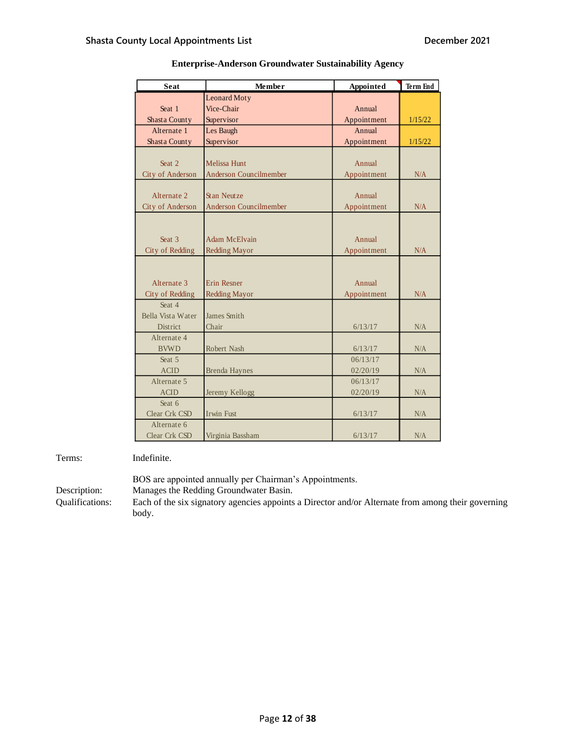## Enterprise-Anderson Groundwater Sustainability Agency

| Seat | Member | Appointed | Term End |
|---|---|---|---|
| Seat 1 Shasta County | Leonard Moty Vice-Chair Supervisor | Annual Appointment | 1/15/22 |
| Alternate 1 Shasta County | Les Baugh Supervisor | Annual Appointment | 1/15/22 |
| Seat 2 City of Anderson | Melissa Hunt Anderson Councilmember | Annual Appointment | N/A |
| Alternate 2 City of Anderson | Stan Neutze Anderson Councilmember | Annual Appointment | N/A |
| Seat 3 City of Redding | Adam McElvain Redding Mayor | Annual Appointment | N/A |
| Alternate 3 City of Redding | Erin Resner Redding Mayor | Annual Appointment | N/A |
| Seat 4 Bella Vista Water District | James Smith Chair | 6/13/17 | N/A |
| Alternate 4 BVWD | Robert Nash | 6/13/17 | N/A |
| Seat 5 ACID | Brenda Haynes | 06/13/17 02/20/19 | N/A |
| Alternate 5 ACID | Jeremy Kellogg | 06/13/17 02/20/19 | N/A |
| Seat 6 Clear Crk CSD | Irwin Fust | 6/13/17 | N/A |
| Alternate 6 Clear Crk CSD | Virginia Bassham | 6/13/17 | N/A |

Terms: Indefinite.

BOS are appointed annually per Chairman's Appointments.

Description: Manages the Redding Groundwater Basin.

Qualifications: Each of the six signatory agencies appoints a Director and/or Alternate from among their governing body.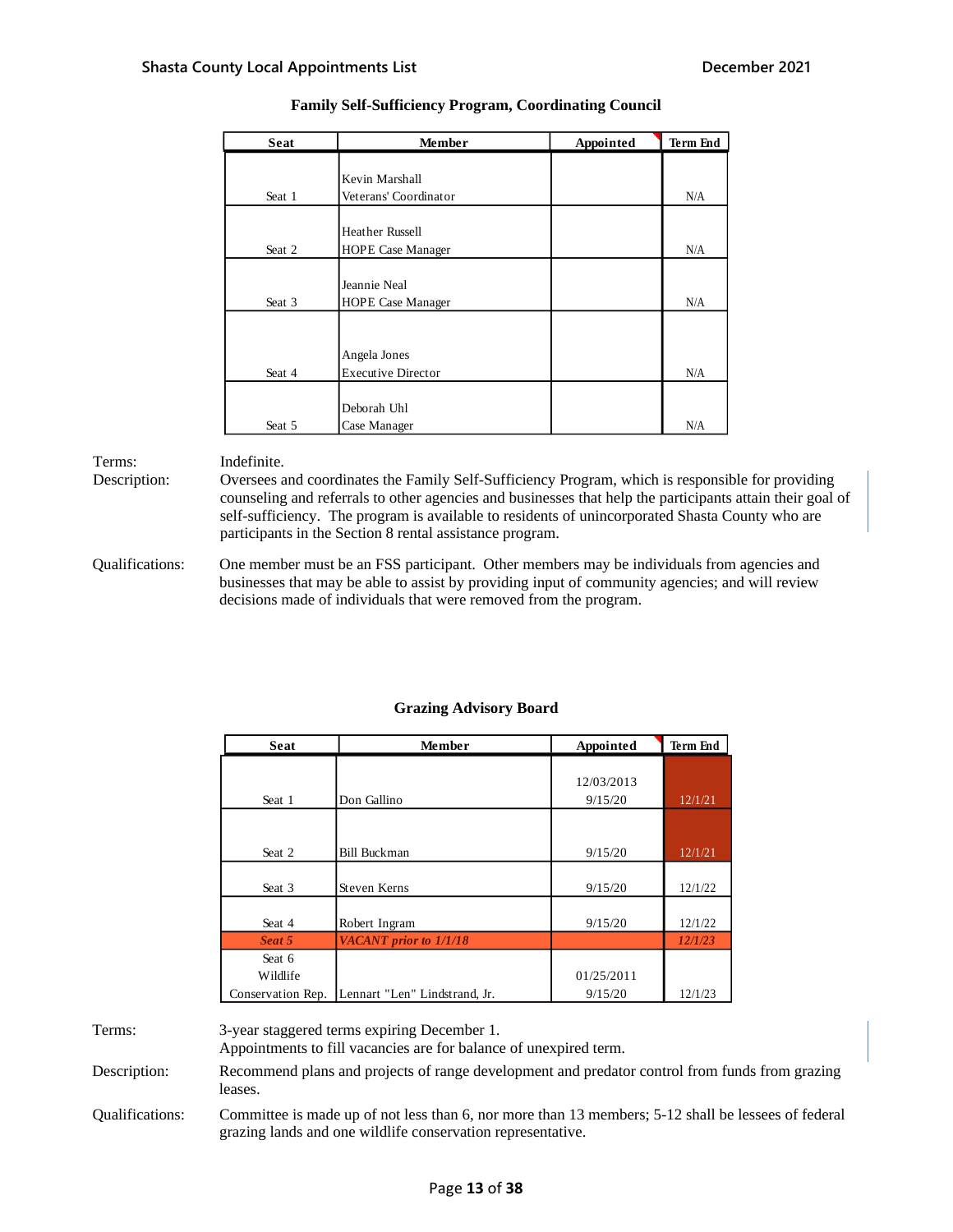## Family Self-Sufficiency Program, Coordinating Council

| Seat | Member | Appointed | Term End |
|---|---|---|---|
| Seat 1 | Kevin Marshall<br>Veterans' Coordinator | | N/A |
| Seat 2 | Heather Russell<br>HOPE Case Manager | | N/A |
| Seat 3 | Jeannie Neal<br>HOPE Case Manager | | N/A |
| Seat 4 | Angela Jones<br>Executive Director | | N/A |
| Seat 5 | Deborah Uhl<br>Case Manager | | N/A |

Terms: Indefinite.

Description: Oversees and coordinates the Family Self-Sufficiency Program, which is responsible for providing counseling and referrals to other agencies and businesses that help the participants attain their goal of self-sufficiency. The program is available to residents of unincorporated Shasta County who are participants in the Section 8 rental assistance program.

Qualifications: One member must be an FSS participant. Other members may be individuals from agencies and businesses that may be able to assist by providing input of community agencies; and will review decisions made of individuals that were removed from the program.

## Grazing Advisory Board

| Seat | Member | Appointed | Term End |
|---|---|---|---|
| Seat 1 | Don Gallino | 12/03/2013<br>9/15/20 | 12/1/21 |
| Seat 2 | Bill Buckman | 9/15/20 | 12/1/21 |
| Seat 3 | Steven Kerns | 9/15/20 | 12/1/22 |
| Seat 4 | Robert Ingram | 9/15/20 | 12/1/22 |
| ***Seat 5*** | ***VACANT prior to 1/1/18*** | | ***12/1/23*** |
| Seat 6<br>Wildlife<br>Conservation Rep. | Lennart "Len" Lindstrand, Jr. | 01/25/2011<br>9/15/20 | 12/1/23 |

Terms: 3-year staggered terms expiring December 1.
Appointments to fill vacancies are for balance of unexpired term.

Description: Recommend plans and projects of range development and predator control from funds from grazing leases.

Qualifications: Committee is made up of not less than 6, nor more than 13 members; 5-12 shall be lessees of federal grazing lands and one wildlife conservation representative.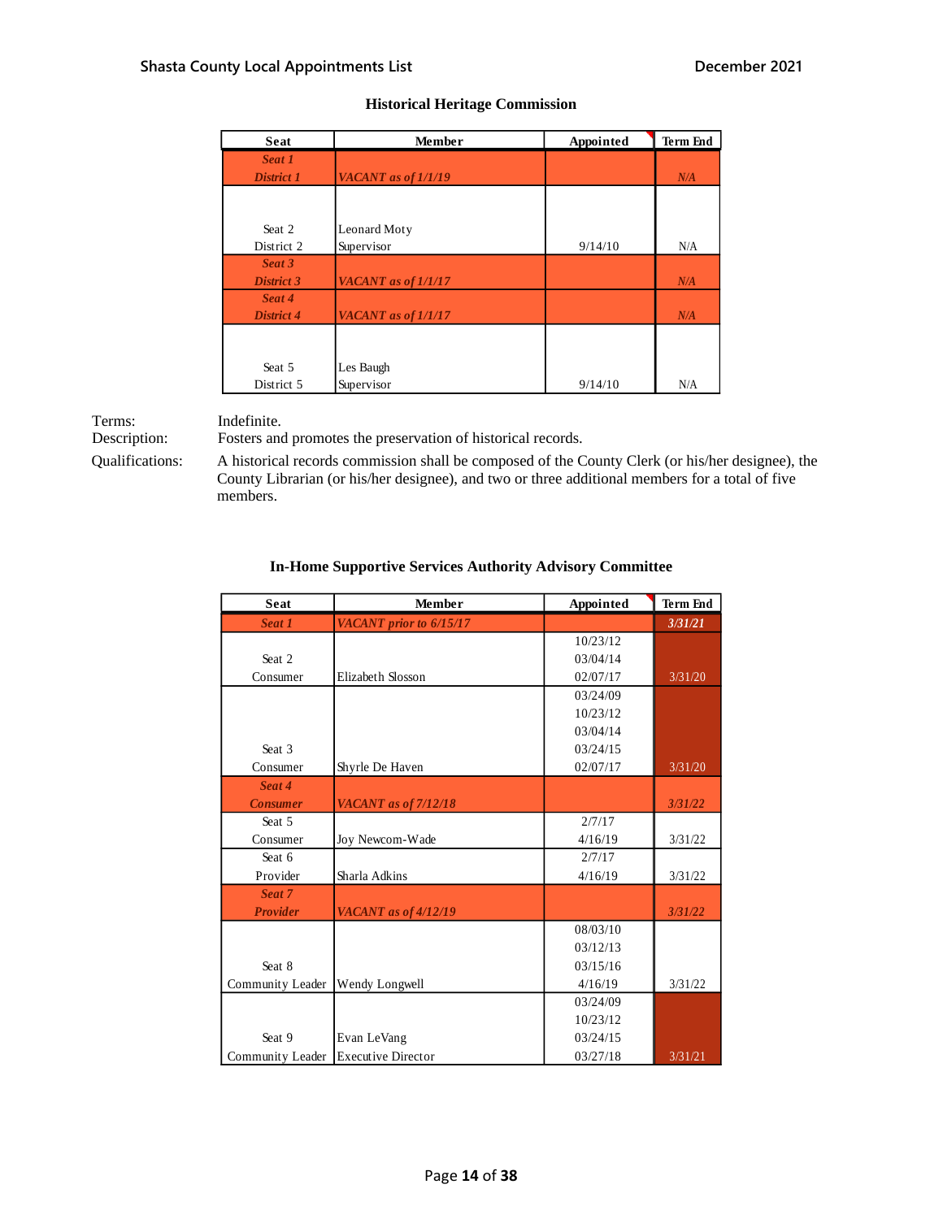## Historical Heritage Commission

| Seat | Member | Appointed | Term End |
|---|---|---|---|
| *Seat 1 District 1* | *VACANT as of 1/1/19* | | *N/A* |
| Seat 2 District 2 | Leonard Moty Supervisor | 9/14/10 | N/A |
| *Seat 3 District 3* | *VACANT as of 1/1/17* | | *N/A* |
| *Seat 4 District 4* | *VACANT as of 1/1/17* | | *N/A* |
| Seat 5 District 5 | Les Baugh Supervisor | 9/14/10 | N/A |

Terms: Indefinite.

Description: Fosters and promotes the preservation of historical records.

Qualifications: A historical records commission shall be composed of the County Clerk (or his/her designee), the County Librarian (or his/her designee), and two or three additional members for a total of five members.

## In-Home Supportive Services Authority Advisory Committee

| Seat | Member | Appointed | Term End |
|---|---|---|---|
| *Seat 1* | *VACANT prior to 6/15/17* | | *3/31/21* |
| Seat 2 Consumer | Elizabeth Slosson | 10/23/12<br>03/04/14<br>02/07/17 | 3/31/20 |
| Seat 3 Consumer | Shyrle De Haven | 03/24/09<br>10/23/12<br>03/04/14<br>03/24/15<br>02/07/17 | 3/31/20 |
| *Seat 4 Consumer* | *VACANT as of 7/12/18* | | *3/31/22* |
| Seat 5 Consumer | Joy Newcom-Wade | 2/7/17<br>4/16/19 | 3/31/22 |
| Seat 6 Provider | Sharla Adkins | 2/7/17<br>4/16/19 | 3/31/22 |
| *Seat 7 Provider* | *VACANT as of 4/12/19* | | *3/31/22* |
| Seat 8 Community Leader | Wendy Longwell | 08/03/10<br>03/12/13<br>03/15/16<br>4/16/19 | 3/31/22 |
| Seat 9 Community Leader | Evan LeVang Executive Director | 03/24/09<br>10/23/12<br>03/24/15<br>03/27/18 | 3/31/21 |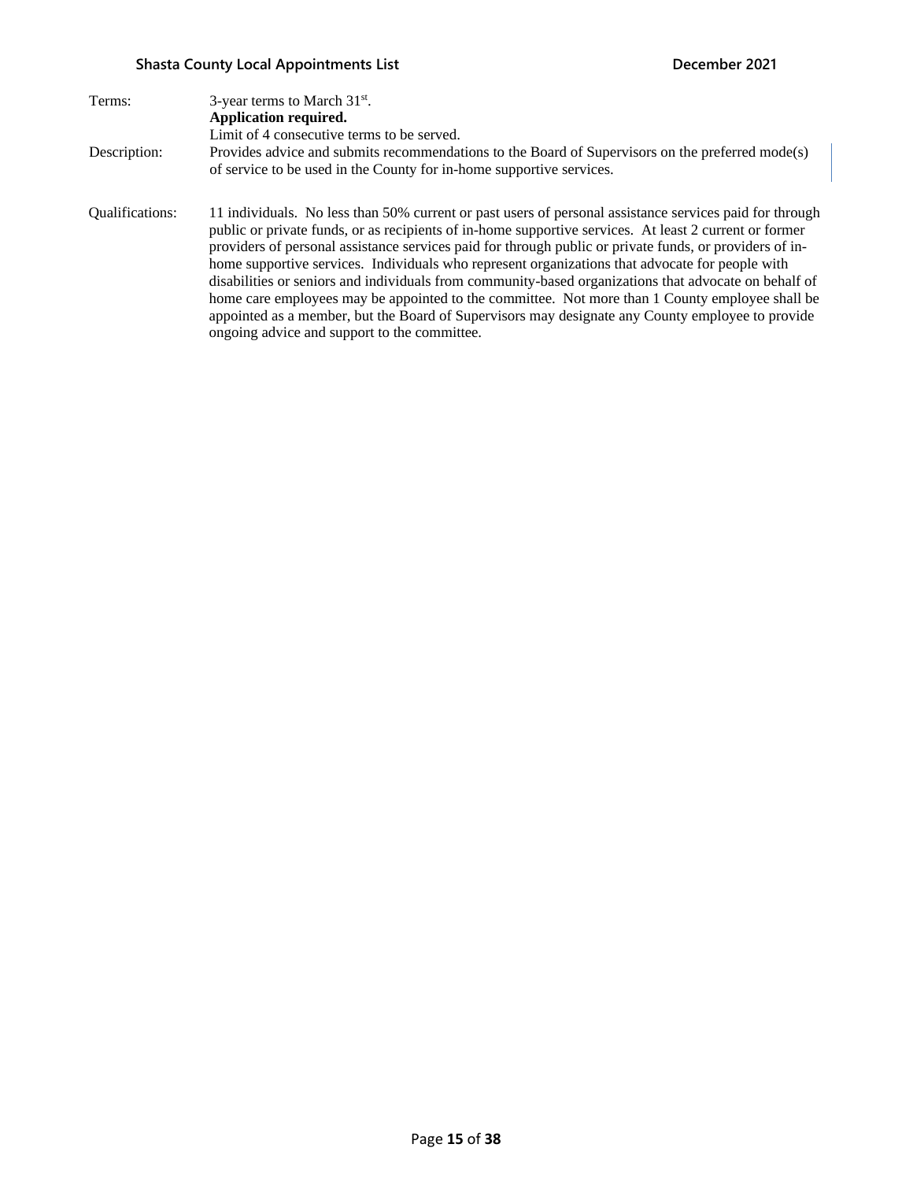Terms: 3-year terms to March 31st.
**Application required.**
Limit of 4 consecutive terms to be served.

Description: Provides advice and submits recommendations to the Board of Supervisors on the preferred mode(s) of service to be used in the County for in-home supportive services.

Qualifications: 11 individuals. No less than 50% current or past users of personal assistance services paid for through public or private funds, or as recipients of in-home supportive services. At least 2 current or former providers of personal assistance services paid for through public or private funds, or providers of in-home supportive services. Individuals who represent organizations that advocate for people with disabilities or seniors and individuals from community-based organizations that advocate on behalf of home care employees may be appointed to the committee. Not more than 1 County employee shall be appointed as a member, but the Board of Supervisors may designate any County employee to provide ongoing advice and support to the committee.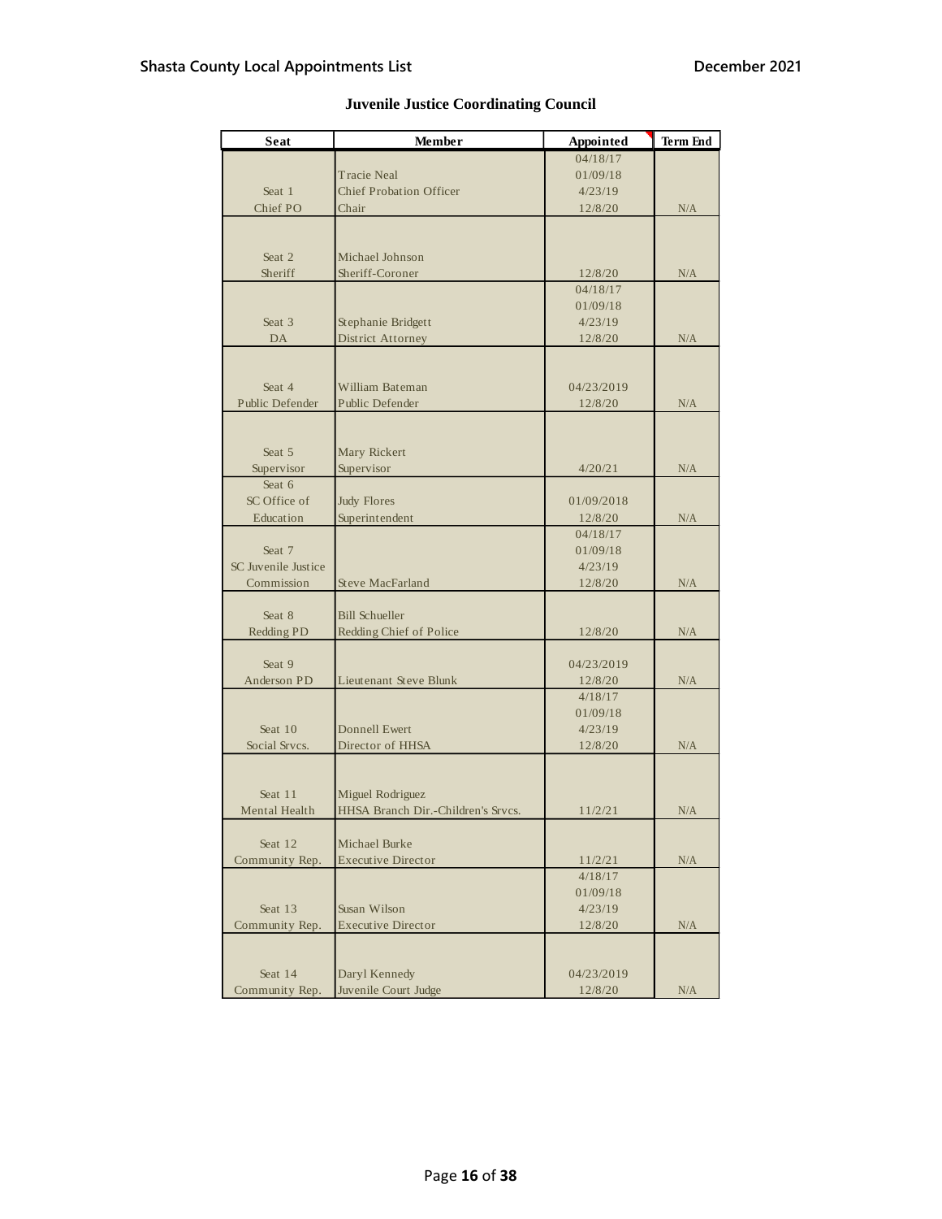## Juvenile Justice Coordinating Council

| Seat | Member | Appointed | Term End |
|---|---|---|---|
| Seat 1 Chief PO | Tracie Neal Chief Probation Officer Chair | 04/18/17 01/09/18 4/23/19 12/8/20 | N/A |
| Seat 2 Sheriff | Michael Johnson Sheriff-Coroner | 12/8/20 | N/A |
| Seat 3 DA | Stephanie Bridgett District Attorney | 04/18/17 01/09/18 4/23/19 12/8/20 | N/A |
| Seat 4 Public Defender | William Bateman Public Defender | 04/23/2019 12/8/20 | N/A |
| Seat 5 Supervisor | Mary Rickert Supervisor | 4/20/21 | N/A |
| Seat 6 SC Office of Education | Judy Flores Superintendent | 01/09/2018 12/8/20 | N/A |
| Seat 7 SC Juvenile Justice Commission | Steve MacFarland | 04/18/17 01/09/18 4/23/19 12/8/20 | N/A |
| Seat 8 Redding PD | Bill Schueller Redding Chief of Police | 12/8/20 | N/A |
| Seat 9 Anderson PD | Lieutenant Steve Blunk | 04/23/2019 12/8/20 | N/A |
| Seat 10 Social Srvcs. | Donnell Ewert Director of HHSA | 4/18/17 01/09/18 4/23/19 12/8/20 | N/A |
| Seat 11 Mental Health | Miguel Rodriguez HHSA Branch Dir.-Children's Srvcs. | 11/2/21 | N/A |
| Seat 12 Community Rep. | Michael Burke Executive Director | 11/2/21 | N/A |
| Seat 13 Community Rep. | Susan Wilson Executive Director | 4/18/17 01/09/18 4/23/19 12/8/20 | N/A |
| Seat 14 Community Rep. | Daryl Kennedy Juvenile Court Judge | 04/23/2019 12/8/20 | N/A |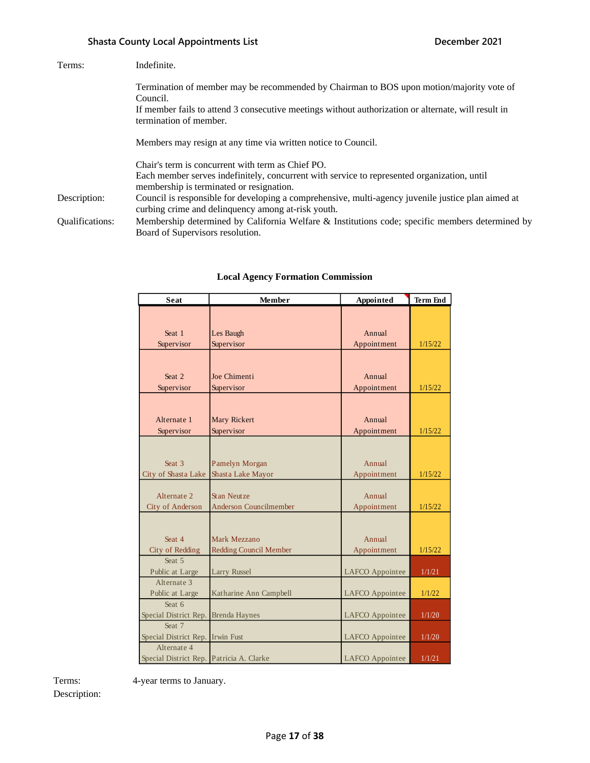Terms: Indefinite.

Termination of member may be recommended by Chairman to BOS upon motion/majority vote of Council.
If member fails to attend 3 consecutive meetings without authorization or alternate, will result in termination of member.

Members may resign at any time via written notice to Council.

Chair's term is concurrent with term as Chief PO.
Each member serves indefinitely, concurrent with service to represented organization, until membership is terminated or resignation.

Description: Council is responsible for developing a comprehensive, multi-agency juvenile justice plan aimed at curbing crime and delinquency among at-risk youth.

Qualifications: Membership determined by California Welfare & Institutions code; specific members determined by Board of Supervisors resolution.

## Local Agency Formation Commission

| Seat | Member | Appointed | Term End |
|---|---|---|---|
| Seat 1 Supervisor | Les Baugh Supervisor | Annual Appointment | 1/15/22 |
| Seat 2 Supervisor | Joe Chimenti Supervisor | Annual Appointment | 1/15/22 |
| Alternate 1 Supervisor | Mary Rickert Supervisor | Annual Appointment | 1/15/22 |
| Seat 3 City of Shasta Lake | Pamelyn Morgan Shasta Lake Mayor | Annual Appointment | 1/15/22 |
| Alternate 2 City of Anderson | Stan Neutze Anderson Councilmember | Annual Appointment | 1/15/22 |
| Seat 4 City of Redding | Mark Mezzano Redding Council Member | Annual Appointment | 1/15/22 |
| Seat 5 Public at Large | Larry Russel | LAFCO Appointee | 1/1/21 |
| Alternate 3 Public at Large | Katharine Ann Campbell | LAFCO Appointee | 1/1/22 |
| Seat 6 Special District Rep. | Brenda Haynes | LAFCO Appointee | 1/1/20 |
| Seat 7 Special District Rep. | Irwin Fust | LAFCO Appointee | 1/1/20 |
| Alternate 4 Special District Rep. | Patricia A. Clarke | LAFCO Appointee | 1/1/21 |

Terms: 4-year terms to January.

Description: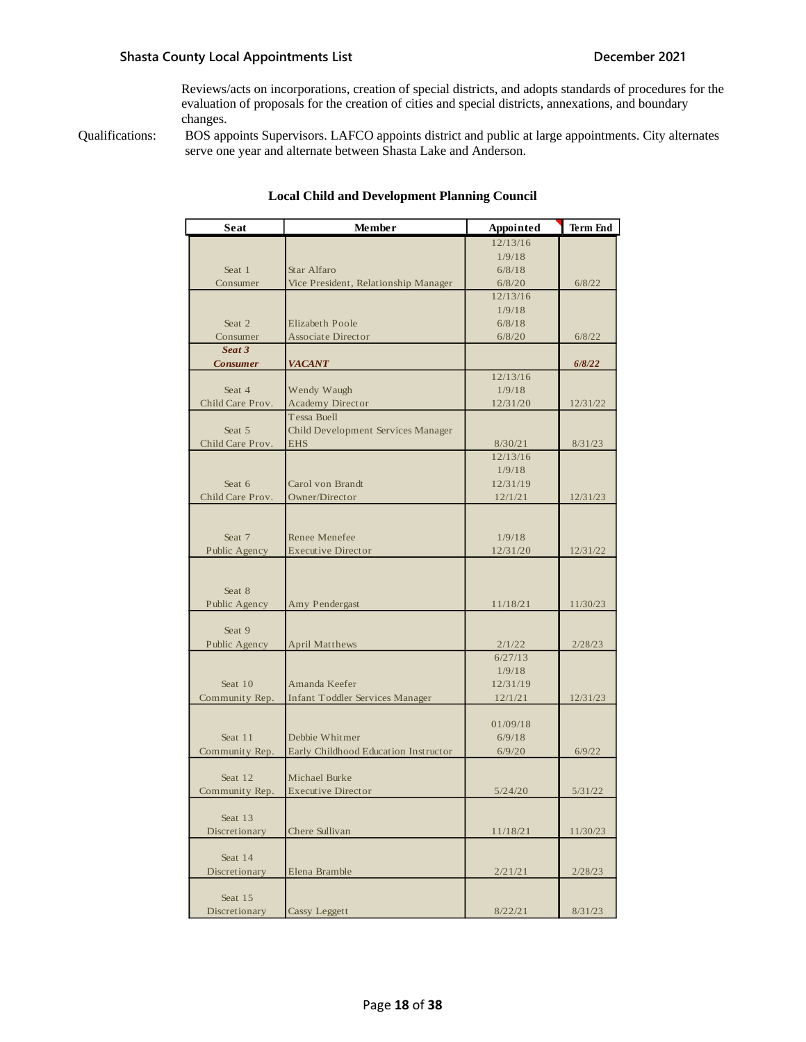Reviews/acts on incorporations, creation of special districts, and adopts standards of procedures for the evaluation of proposals for the creation of cities and special districts, annexations, and boundary changes.

Qualifications: BOS appoints Supervisors. LAFCO appoints district and public at large appointments. City alternates serve one year and alternate between Shasta Lake and Anderson.

### Local Child and Development Planning Council

| Seat | Member | Appointed | Term End |
|---|---|---|---|
| Seat 1<br>Consumer | Star Alfaro<br>Vice President, Relationship Manager | 12/13/16<br>1/9/18<br>6/8/18<br>6/8/20 | 6/8/22 |
| Seat 2<br>Consumer | Elizabeth Poole<br>Associate Director | 12/13/16<br>1/9/18<br>6/8/18<br>6/8/20 | 6/8/22 |
| ***Seat 3<br>Consumer*** | ***VACANT*** | | ***6/8/22*** |
| Seat 4<br>Child Care Prov. | Wendy Waugh<br>Academy Director | 12/13/16<br>1/9/18<br>12/31/20 | 12/31/22 |
| Seat 5<br>Child Care Prov. | Tessa Buell<br>Child Development Services Manager<br>EHS | 8/30/21 | 8/31/23 |
| Seat 6<br>Child Care Prov. | Carol von Brandt<br>Owner/Director | 12/13/16<br>1/9/18<br>12/31/19<br>12/1/21 | 12/31/23 |
| Seat 7<br>Public Agency | Renee Menefee<br>Executive Director | 1/9/18<br>12/31/20 | 12/31/22 |
| Seat 8<br>Public Agency | Amy Pendergast | 11/18/21 | 11/30/23 |
| Seat 9<br>Public Agency | April Matthews | 2/1/22 | 2/28/23 |
| Seat 10<br>Community Rep. | Amanda Keefer<br>Infant Toddler Services Manager | 6/27/13<br>1/9/18<br>12/31/19<br>12/1/21 | 12/31/23 |
| Seat 11<br>Community Rep. | Debbie Whitmer<br>Early Childhood Education Instructor | 01/09/18<br>6/9/18<br>6/9/20 | 6/9/22 |
| Seat 12<br>Community Rep. | Michael Burke<br>Executive Director | 5/24/20 | 5/31/22 |
| Seat 13<br>Discretionary | Chere Sullivan | 11/18/21 | 11/30/23 |
| Seat 14<br>Discretionary | Elena Bramble | 2/21/21 | 2/28/23 |
| Seat 15<br>Discretionary | Cassy Leggett | 8/22/21 | 8/31/23 |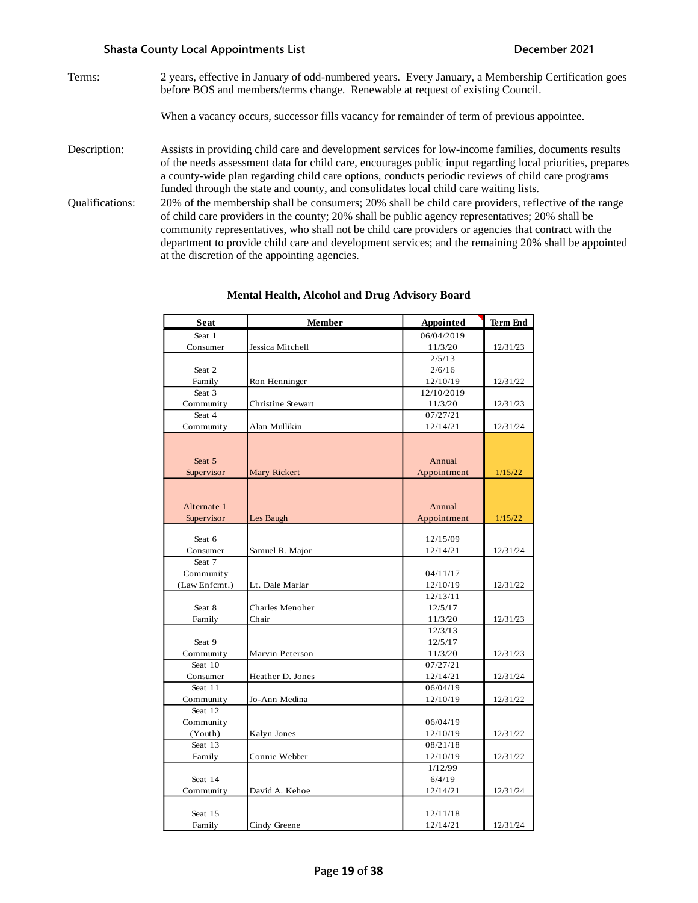Terms: 2 years, effective in January of odd-numbered years. Every January, a Membership Certification goes before BOS and members/terms change. Renewable at request of existing Council.

When a vacancy occurs, successor fills vacancy for remainder of term of previous appointee.

Description: Assists in providing child care and development services for low-income families, documents results of the needs assessment data for child care, encourages public input regarding local priorities, prepares a county-wide plan regarding child care options, conducts periodic reviews of child care programs funded through the state and county, and consolidates local child care waiting lists.

Qualifications: 20% of the membership shall be consumers; 20% shall be child care providers, reflective of the range of child care providers in the county; 20% shall be public agency representatives; 20% shall be community representatives, who shall not be child care providers or agencies that contract with the department to provide child care and development services; and the remaining 20% shall be appointed at the discretion of the appointing agencies.

## Mental Health, Alcohol and Drug Advisory Board

| Seat | Member | Appointed | Term End |
|---|---|---|---|
| Seat 1 Consumer | Jessica Mitchell | 06/04/2019 11/3/20 | 12/31/23 |
| Seat 2 Family | Ron Henninger | 2/5/13 2/6/16 12/10/19 | 12/31/22 |
| Seat 3 Community | Christine Stewart | 12/10/2019 11/3/20 | 12/31/23 |
| Seat 4 Community | Alan Mullikin | 07/27/21 12/14/21 | 12/31/24 |
| Seat 5 Supervisor | Mary Rickert | Annual Appointment | 1/15/22 |
| Alternate 1 Supervisor | Les Baugh | Annual Appointment | 1/15/22 |
| Seat 6 Consumer | Samuel R. Major | 12/15/09 12/14/21 | 12/31/24 |
| Seat 7 Community (Law Enfcmt.) | Lt. Dale Marlar | 04/11/17 12/10/19 | 12/31/22 |
| Seat 8 Family | Charles Menoher Chair | 12/13/11 12/5/17 11/3/20 | 12/31/23 |
| Seat 9 Community | Marvin Peterson | 12/3/13 12/5/17 11/3/20 | 12/31/23 |
| Seat 10 Consumer | Heather D. Jones | 07/27/21 12/14/21 | 12/31/24 |
| Seat 11 Community | Jo-Ann Medina | 06/04/19 12/10/19 | 12/31/22 |
| Seat 12 Community (Youth) | Kalyn Jones | 06/04/19 12/10/19 | 12/31/22 |
| Seat 13 Family | Connie Webber | 08/21/18 12/10/19 | 12/31/22 |
| Seat 14 Community | David A. Kehoe | 1/12/99 6/4/19 12/14/21 | 12/31/24 |
| Seat 15 Family | Cindy Greene | 12/11/18 12/14/21 | 12/31/24 |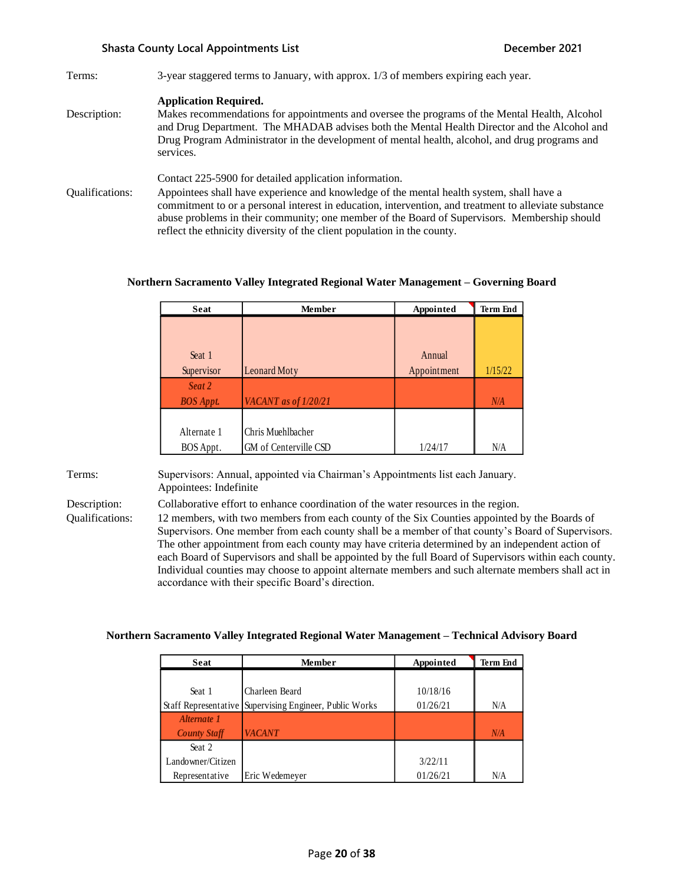Terms: 3-year staggered terms to January, with approx. 1/3 of members expiring each year.

**Application Required.**

Description: Makes recommendations for appointments and oversee the programs of the Mental Health, Alcohol and Drug Department. The MHADAB advises both the Mental Health Director and the Alcohol and Drug Program Administrator in the development of mental health, alcohol, and drug programs and services.

Contact 225-5900 for detailed application information.

Qualifications: Appointees shall have experience and knowledge of the mental health system, shall have a commitment to or a personal interest in education, intervention, and treatment to alleviate substance abuse problems in their community; one member of the Board of Supervisors. Membership should reflect the ethnicity diversity of the client population in the county.

### Northern Sacramento Valley Integrated Regional Water Management – Governing Board

| Seat | Member | Appointed | Term End |
|---|---|---|---|
| Seat 1 Supervisor | Leonard Moty | Annual Appointment | 1/15/22 |
| *Seat 2 BOS Appt.* | *VACANT as of 1/20/21* | | *N/A* |
| Alternate 1 BOS Appt. | Chris Muehlbacher GM of Centerville CSD | 1/24/17 | N/A |

Terms: Supervisors: Annual, appointed via Chairman's Appointments list each January. Appointees: Indefinite

Description: Collaborative effort to enhance coordination of the water resources in the region.

Qualifications: 12 members, with two members from each county of the Six Counties appointed by the Boards of Supervisors. One member from each county shall be a member of that county's Board of Supervisors. The other appointment from each county may have criteria determined by an independent action of each Board of Supervisors and shall be appointed by the full Board of Supervisors within each county. Individual counties may choose to appoint alternate members and such alternate members shall act in accordance with their specific Board's direction.

### Northern Sacramento Valley Integrated Regional Water Management – Technical Advisory Board

| Seat | Member | Appointed | Term End |
|---|---|---|---|
| Seat 1 Staff Representative | Charleen Beard Supervising Engineer, Public Works | 10/18/16 01/26/21 | N/A |
| *Alternate 1 County Staff* | *VACANT* | | *N/A* |
| Seat 2 Landowner/Citizen Representative | Eric Wedemeyer | 3/22/11 01/26/21 | N/A |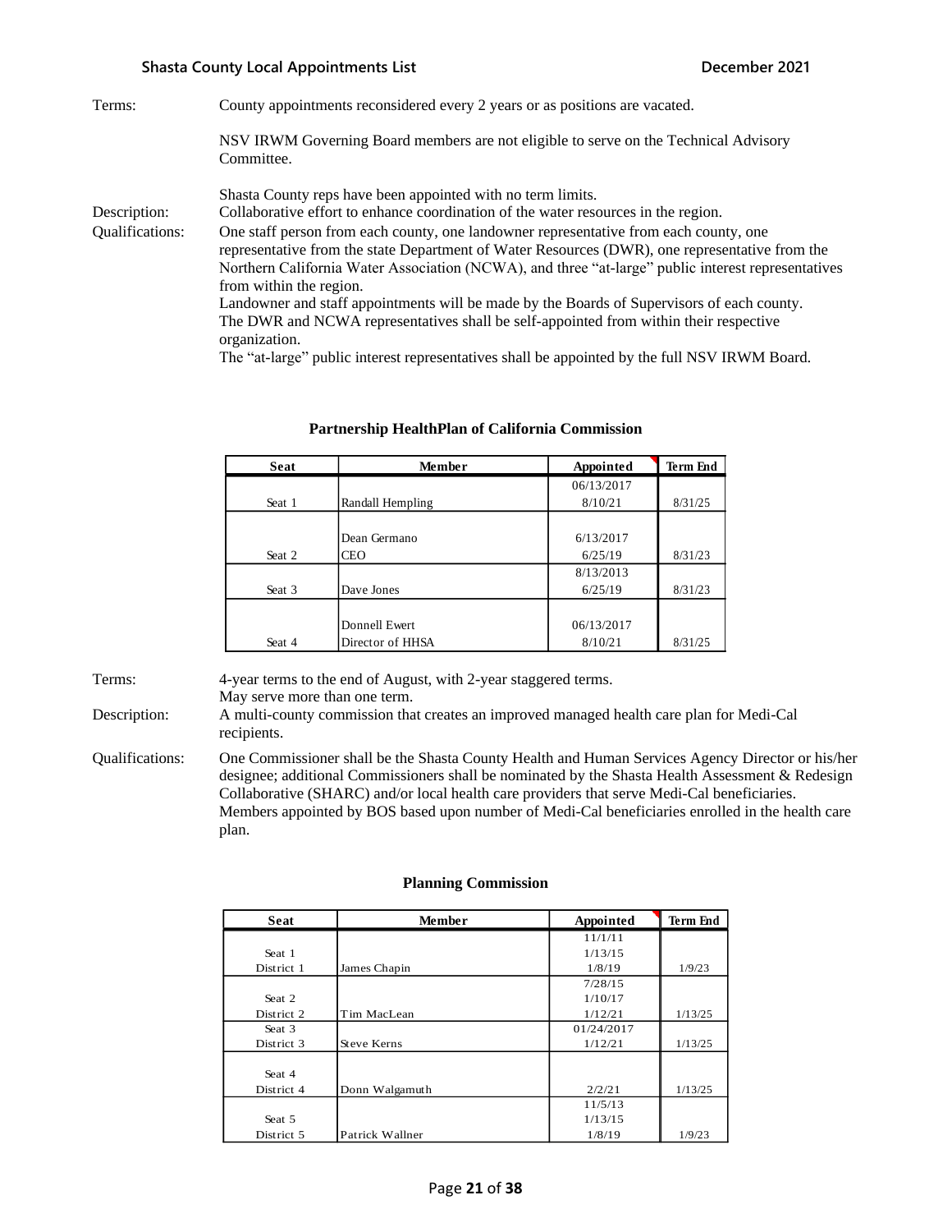Terms: County appointments reconsidered every 2 years or as positions are vacated.

NSV IRWM Governing Board members are not eligible to serve on the Technical Advisory Committee.

Shasta County reps have been appointed with no term limits.

Description: Collaborative effort to enhance coordination of the water resources in the region.

Qualifications: One staff person from each county, one landowner representative from each county, one representative from the state Department of Water Resources (DWR), one representative from the Northern California Water Association (NCWA), and three "at-large" public interest representatives from within the region.
Landowner and staff appointments will be made by the Boards of Supervisors of each county.
The DWR and NCWA representatives shall be self-appointed from within their respective organization.
The "at-large" public interest representatives shall be appointed by the full NSV IRWM Board.

### Partnership HealthPlan of California Commission

| Seat | Member | Appointed | Term End |
|---|---|---|---|
| Seat 1 | Randall Hempling | 06/13/2017<br>8/10/21 | 8/31/25 |
| Seat 2 | Dean Germano<br>CEO | 6/13/2017<br>6/25/19 | 8/31/23 |
| Seat 3 | Dave Jones | 8/13/2013<br>6/25/19 | 8/31/23 |
| Seat 4 | Donnell Ewert<br>Director of HHSA | 06/13/2017<br>8/10/21 | 8/31/25 |

Terms: 4-year terms to the end of August, with 2-year staggered terms.
May serve more than one term.

Description: A multi-county commission that creates an improved managed health care plan for Medi-Cal recipients.

Qualifications: One Commissioner shall be the Shasta County Health and Human Services Agency Director or his/her designee; additional Commissioners shall be nominated by the Shasta Health Assessment & Redesign Collaborative (SHARC) and/or local health care providers that serve Medi-Cal beneficiaries.
Members appointed by BOS based upon number of Medi-Cal beneficiaries enrolled in the health care plan.

### Planning Commission

| Seat | Member | Appointed | Term End |
|---|---|---|---|
| Seat 1<br>District 1 | James Chapin | 11/1/11<br>1/13/15<br>1/8/19 | 1/9/23 |
| Seat 2<br>District 2 | Tim MacLean | 7/28/15<br>1/10/17<br>1/12/21 | 1/13/25 |
| Seat 3<br>District 3 | Steve Kerns | 01/24/2017<br>1/12/21 | 1/13/25 |
| Seat 4<br>District 4 | Donn Walgamuth | 2/2/21 | 1/13/25 |
| Seat 5<br>District 5 | Patrick Wallner | 11/5/13<br>1/13/15<br>1/8/19 | 1/9/23 |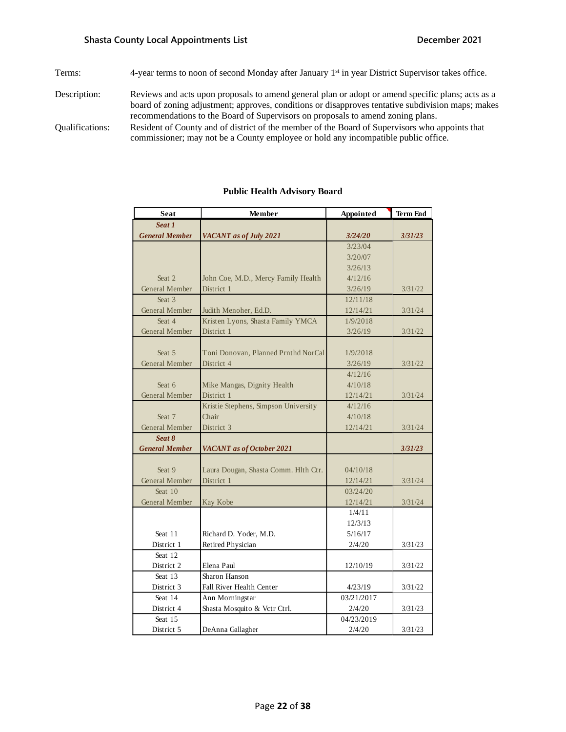Terms: 4-year terms to noon of second Monday after January 1st in year District Supervisor takes office.

Description: Reviews and acts upon proposals to amend general plan or adopt or amend specific plans; acts as a board of zoning adjustment; approves, conditions or disapproves tentative subdivision maps; makes recommendations to the Board of Supervisors on proposals to amend zoning plans.

Qualifications: Resident of County and of district of the member of the Board of Supervisors who appoints that commissioner; may not be a County employee or hold any incompatible public office.

## Public Health Advisory Board

| Seat | Member | Appointed | Term End |
|---|---|---|---|
| ***Seat 1 General Member*** | ***VACANT as of July 2021*** | ***3/24/20*** | ***3/31/23*** |
| Seat 2 General Member | John Coe, M.D., Mercy Family Health District 1 | 3/23/04 3/20/07 3/26/13 4/12/16 3/26/19 | 3/31/22 |
| Seat 3 General Member | Judith Menoher, Ed.D. | 12/11/18 12/14/21 | 3/31/24 |
| Seat 4 General Member | Kristen Lyons, Shasta Family YMCA District 1 | 1/9/2018 3/26/19 | 3/31/22 |
| Seat 5 General Member | Toni Donovan, Planned Prnthd NorCal District 4 | 1/9/2018 3/26/19 | 3/31/22 |
| Seat 6 General Member | Mike Mangas, Dignity Health District 1 | 4/12/16 4/10/18 12/14/21 | 3/31/24 |
| Seat 7 General Member | Kristie Stephens, Simpson University Chair District 3 | 4/12/16 4/10/18 12/14/21 | 3/31/24 |
| ***Seat 8 General Member*** | ***VACANT as of October 2021*** | | ***3/31/23*** |
| Seat 9 General Member | Laura Dougan, Shasta Comm. Hlth Ctr. District 1 | 04/10/18 12/14/21 | 3/31/24 |
| Seat 10 General Member | Kay Kobe | 03/24/20 12/14/21 | 3/31/24 |
| Seat 11 District 1 | Richard D. Yoder, M.D. Retired Physician | 1/4/11 12/3/13 5/16/17 2/4/20 | 3/31/23 |
| Seat 12 District 2 | Elena Paul | 12/10/19 | 3/31/22 |
| Seat 13 District 3 | Sharon Hanson Fall River Health Center | 4/23/19 | 3/31/22 |
| Seat 14 District 4 | Ann Morningstar Shasta Mosquito & Vctr Ctrl. | 03/21/2017 2/4/20 | 3/31/23 |
| Seat 15 District 5 | DeAnna Gallagher | 04/23/2019 2/4/20 | 3/31/23 |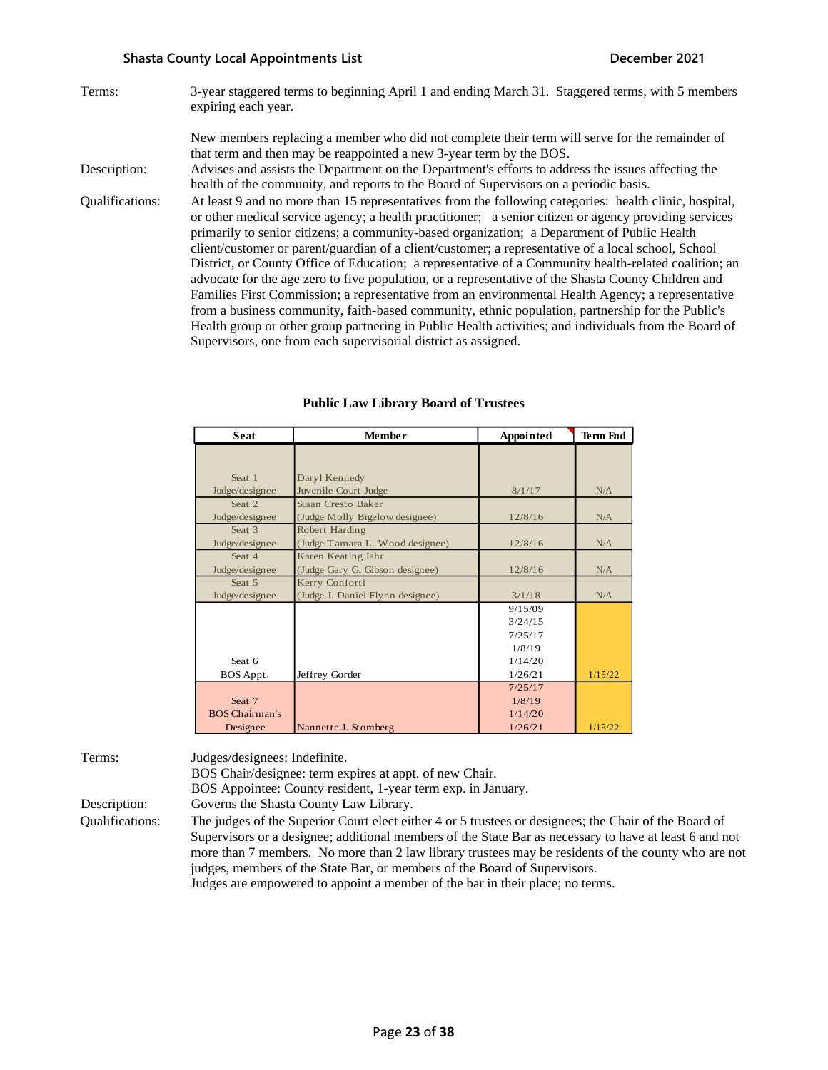Terms: 3-year staggered terms to beginning April 1 and ending March 31. Staggered terms, with 5 members expiring each year.

New members replacing a member who did not complete their term will serve for the remainder of that term and then may be reappointed a new 3-year term by the BOS.

Description: Advises and assists the Department on the Department's efforts to address the issues affecting the health of the community, and reports to the Board of Supervisors on a periodic basis.

Qualifications: At least 9 and no more than 15 representatives from the following categories: health clinic, hospital, or other medical service agency; a health practitioner; a senior citizen or agency providing services primarily to senior citizens; a community-based organization; a Department of Public Health client/customer or parent/guardian of a client/customer; a representative of a local school, School District, or County Office of Education; a representative of a Community health-related coalition; an advocate for the age zero to five population, or a representative of the Shasta County Children and Families First Commission; a representative from an environmental Health Agency; a representative from a business community, faith-based community, ethnic population, partnership for the Public's Health group or other group partnering in Public Health activities; and individuals from the Board of Supervisors, one from each supervisorial district as assigned.

## Public Law Library Board of Trustees

| Seat | Member | Appointed | Term End |
|---|---|---|---|
| Seat 1 Judge/designee | Daryl Kennedy Juvenile Court Judge | 8/1/17 | N/A |
| Seat 2 Judge/designee | Susan Cresto Baker (Judge Molly Bigelow designee) | 12/8/16 | N/A |
| Seat 3 Judge/designee | Robert Harding (Judge Tamara L. Wood designee) | 12/8/16 | N/A |
| Seat 4 Judge/designee | Karen Keating Jahr (Judge Gary G. Gibson designee) | 12/8/16 | N/A |
| Seat 5 Judge/designee | Kerry Conforti (Judge J. Daniel Flynn designee) | 3/1/18 | N/A |
| Seat 6 BOS Appt. | Jeffrey Gorder | 9/15/09 3/24/15 7/25/17 1/8/19 1/14/20 1/26/21 | 1/15/22 |
| Seat 7 BOS Chairman's Designee | Nannette J. Stomberg | 7/25/17 1/8/19 1/14/20 1/26/21 | 1/15/22 |

Terms: Judges/designees: Indefinite.
BOS Chair/designee: term expires at appt. of new Chair.
BOS Appointee: County resident, 1-year term exp. in January.

Description: Governs the Shasta County Law Library.

Qualifications: The judges of the Superior Court elect either 4 or 5 trustees or designees; the Chair of the Board of Supervisors or a designee; additional members of the State Bar as necessary to have at least 6 and not more than 7 members. No more than 2 law library trustees may be residents of the county who are not judges, members of the State Bar, or members of the Board of Supervisors.
Judges are empowered to appoint a member of the bar in their place; no terms.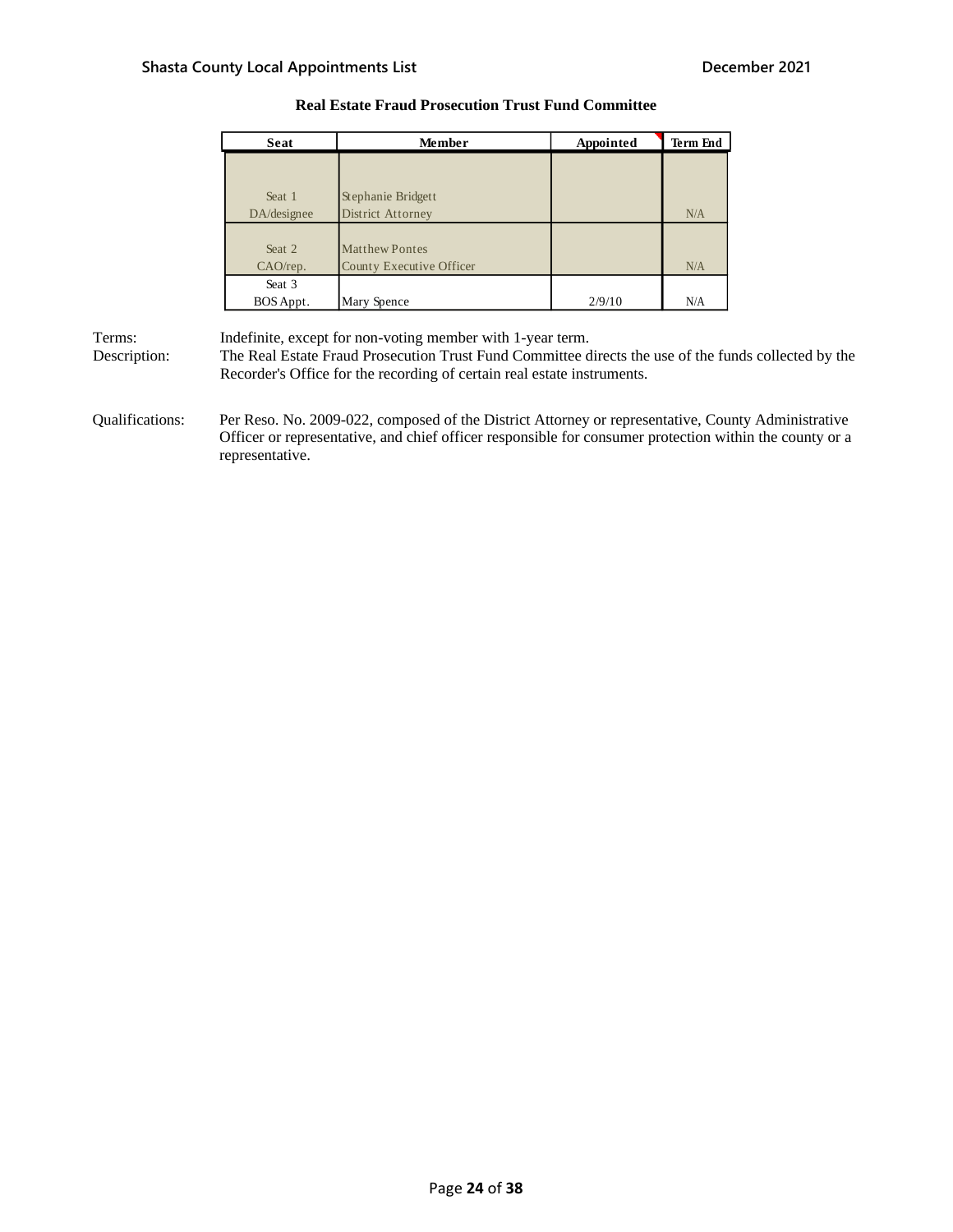## Real Estate Fraud Prosecution Trust Fund Committee

| Seat | Member | Appointed | Term End |
|---|---|---|---|
| Seat 1 DA/designee | Stephanie Bridgett District Attorney | | N/A |
| Seat 2 CAO/rep. | Matthew Pontes County Executive Officer | | N/A |
| Seat 3 BOS Appt. | Mary Spence | 2/9/10 | N/A |

Terms: Indefinite, except for non-voting member with 1-year term.

Description: The Real Estate Fraud Prosecution Trust Fund Committee directs the use of the funds collected by the Recorder's Office for the recording of certain real estate instruments.

Qualifications: Per Reso. No. 2009-022, composed of the District Attorney or representative, County Administrative Officer or representative, and chief officer responsible for consumer protection within the county or a representative.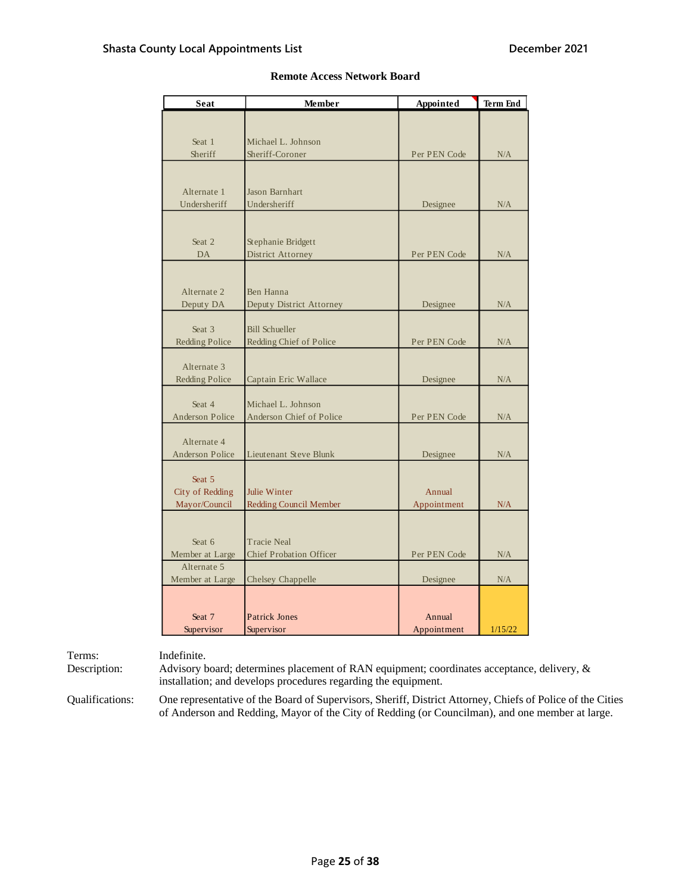## Remote Access Network Board

| Seat | Member | Appointed | Term End |
|---|---|---|---|
| Seat 1 Sheriff | Michael L. Johnson Sheriff-Coroner | Per PEN Code | N/A |
| Alternate 1 Undersheriff | Jason Barnhart Undersheriff | Designee | N/A |
| Seat 2 DA | Stephanie Bridgett District Attorney | Per PEN Code | N/A |
| Alternate 2 Deputy DA | Ben Hanna Deputy District Attorney | Designee | N/A |
| Seat 3 Redding Police | Bill Schueller Redding Chief of Police | Per PEN Code | N/A |
| Alternate 3 Redding Police | Captain Eric Wallace | Designee | N/A |
| Seat 4 Anderson Police | Michael L. Johnson Anderson Chief of Police | Per PEN Code | N/A |
| Alternate 4 Anderson Police | Lieutenant Steve Blunk | Designee | N/A |
| Seat 5 City of Redding Mayor/Council | Julie Winter Redding Council Member | Annual Appointment | N/A |
| Seat 6 Member at Large | Tracie Neal Chief Probation Officer | Per PEN Code | N/A |
| Alternate 5 Member at Large | Chelsey Chappelle | Designee | N/A |
| Seat 7 Supervisor | Patrick Jones Supervisor | Annual Appointment | 1/15/22 |

Terms: Indefinite.

Description: Advisory board; determines placement of RAN equipment; coordinates acceptance, delivery, & installation; and develops procedures regarding the equipment.

Qualifications: One representative of the Board of Supervisors, Sheriff, District Attorney, Chiefs of Police of the Cities of Anderson and Redding, Mayor of the City of Redding (or Councilman), and one member at large.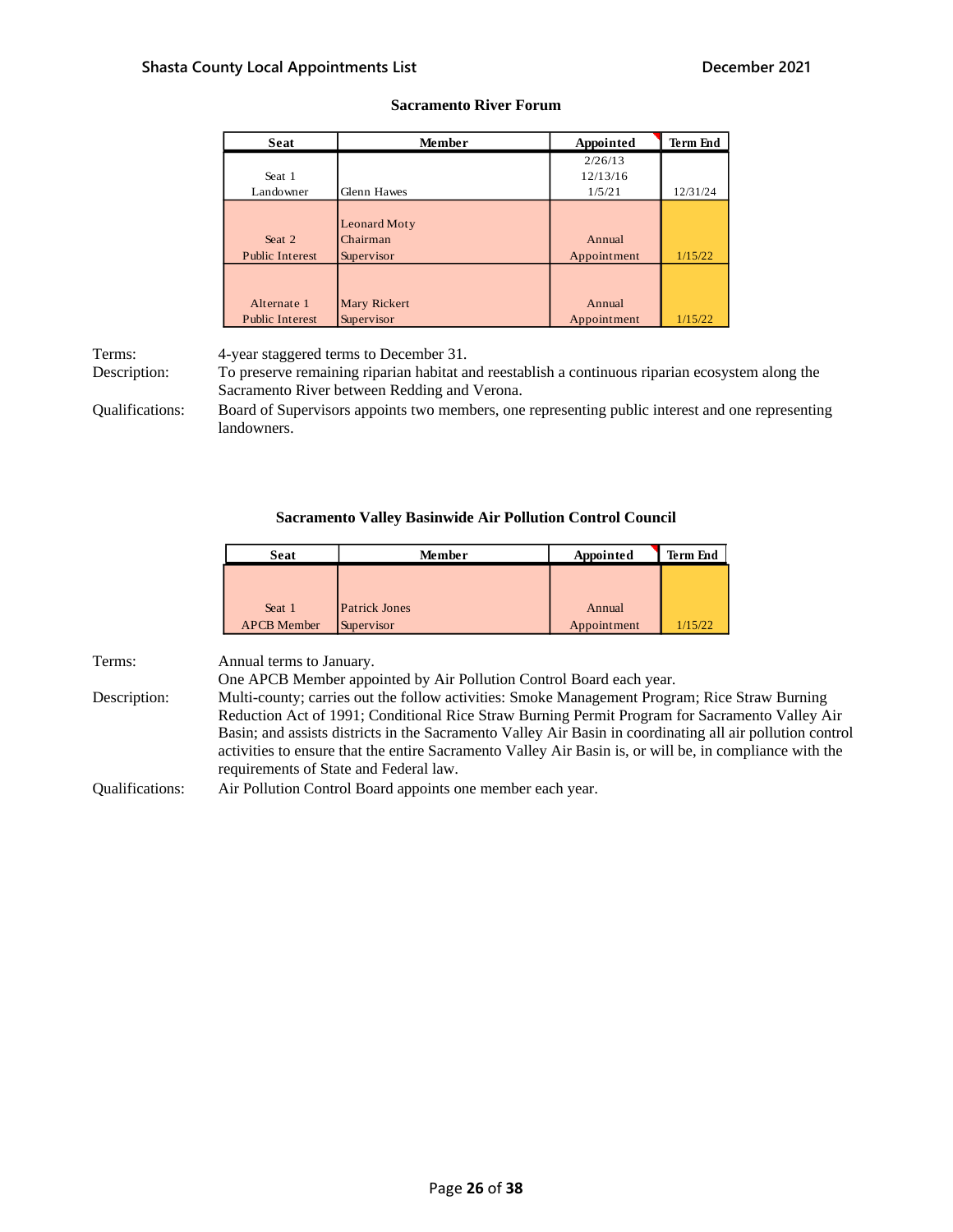## Sacramento River Forum

| Seat | Member | Appointed | Term End |
|---|---|---|---|
| Seat 1 Landowner | Glenn Hawes | 2/26/13 12/13/16 1/5/21 | 12/31/24 |
| Seat 2 Public Interest | Leonard Moty Chairman Supervisor | Annual Appointment | 1/15/22 |
| Alternate 1 Public Interest | Mary Rickert Supervisor | Annual Appointment | 1/15/22 |

Terms: 4-year staggered terms to December 31.

Description: To preserve remaining riparian habitat and reestablish a continuous riparian ecosystem along the Sacramento River between Redding and Verona.

Qualifications: Board of Supervisors appoints two members, one representing public interest and one representing landowners.

## Sacramento Valley Basinwide Air Pollution Control Council

| Seat | Member | Appointed | Term End |
|---|---|---|---|
| Seat 1 APCB Member | Patrick Jones Supervisor | Annual Appointment | 1/15/22 |

Terms: Annual terms to January.
One APCB Member appointed by Air Pollution Control Board each year.

Description: Multi-county; carries out the follow activities: Smoke Management Program; Rice Straw Burning Reduction Act of 1991; Conditional Rice Straw Burning Permit Program for Sacramento Valley Air Basin; and assists districts in the Sacramento Valley Air Basin in coordinating all air pollution control activities to ensure that the entire Sacramento Valley Air Basin is, or will be, in compliance with the requirements of State and Federal law.

Qualifications: Air Pollution Control Board appoints one member each year.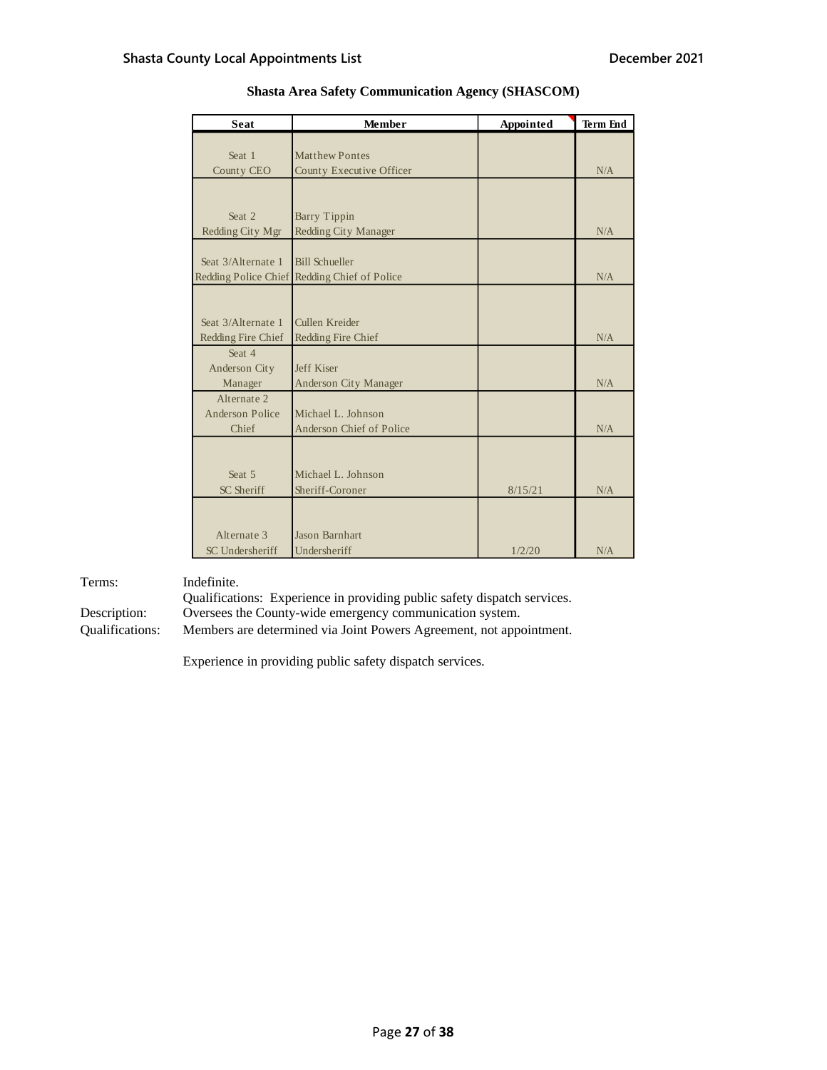## Shasta Area Safety Communication Agency (SHASCOM)

| Seat | Member | Appointed | Term End |
|---|---|---|---|
| Seat 1 County CEO | Matthew Pontes County Executive Officer | | N/A |
| Seat 2 Redding City Mgr | Barry Tippin Redding City Manager | | N/A |
| Seat 3/Alternate 1 Redding Police Chief | Bill Schueller Redding Chief of Police | | N/A |
| Seat 3/Alternate 1 Redding Fire Chief | Cullen Kreider Redding Fire Chief | | N/A |
| Seat 4 Anderson City Manager | Jeff Kiser Anderson City Manager | | N/A |
| Alternate 2 Anderson Police Chief | Michael L. Johnson Anderson Chief of Police | | N/A |
| Seat 5 SC Sheriff | Michael L. Johnson Sheriff-Coroner | 8/15/21 | N/A |
| Alternate 3 SC Undersheriff | Jason Barnhart Undersheriff | 1/2/20 | N/A |

Terms: Indefinite.
Qualifications: Experience in providing public safety dispatch services.

Description: Oversees the County-wide emergency communication system.

Qualifications: Members are determined via Joint Powers Agreement, not appointment.

Experience in providing public safety dispatch services.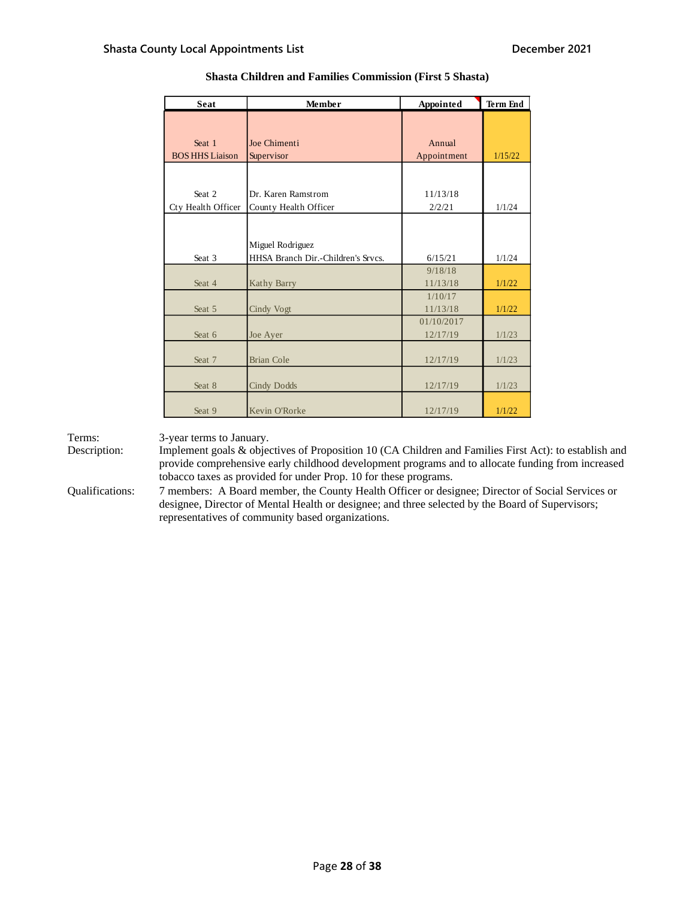## Shasta Children and Families Commission (First 5 Shasta)

| Seat | Member | Appointed | Term End |
|---|---|---|---|
| Seat 1<br>BOS HHS Liaison | Joe Chimenti<br>Supervisor | Annual<br>Appointment | 1/15/22 |
| Seat 2<br>Cty Health Officer | Dr. Karen Ramstrom<br>County Health Officer | 11/13/18<br>2/2/21 | 1/1/24 |
| Seat 3 | Miguel Rodriguez<br>HHSA Branch Dir.-Children's Srvcs. | 6/15/21 | 1/1/24 |
| Seat 4 | Kathy Barry | 9/18/18<br>11/13/18 | 1/1/22 |
| Seat 5 | Cindy Vogt | 1/10/17<br>11/13/18 | 1/1/22 |
| Seat 6 | Joe Ayer | 01/10/2017<br>12/17/19 | 1/1/23 |
| Seat 7 | Brian Cole | 12/17/19 | 1/1/23 |
| Seat 8 | Cindy Dodds | 12/17/19 | 1/1/23 |
| Seat 9 | Kevin O'Rorke | 12/17/19 | 1/1/22 |

Terms: 3-year terms to January.

Description: Implement goals & objectives of Proposition 10 (CA Children and Families First Act): to establish and provide comprehensive early childhood development programs and to allocate funding from increased tobacco taxes as provided for under Prop. 10 for these programs.

Qualifications: 7 members: A Board member, the County Health Officer or designee; Director of Social Services or designee, Director of Mental Health or designee; and three selected by the Board of Supervisors; representatives of community based organizations.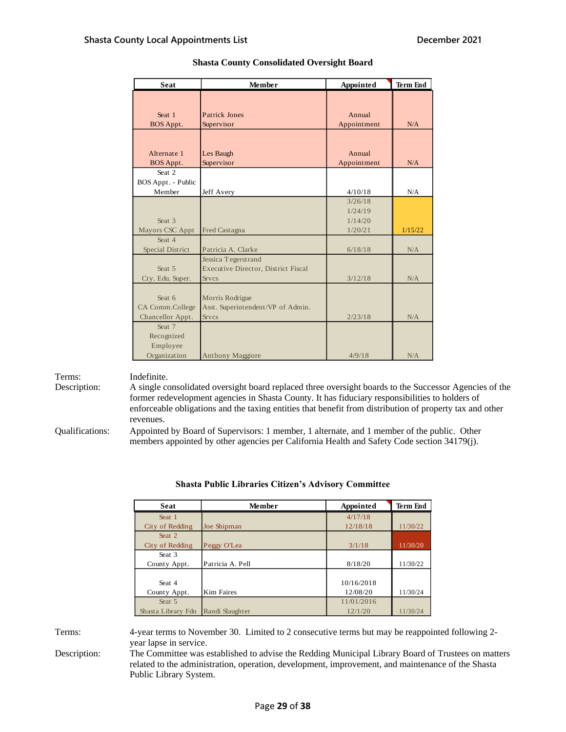## Shasta County Consolidated Oversight Board

| Seat | Member | Appointed | Term End |
|---|---|---|---|
| Seat 1 BOS Appt. | Patrick Jones Supervisor | Annual Appointment | N/A |
| Alternate 1 BOS Appt. | Les Baugh Supervisor | Annual Appointment | N/A |
| Seat 2 BOS Appt. - Public Member | Jeff Avery | 4/10/18 | N/A |
| Seat 3 Mayors CSC Appt | Fred Castagna | 3/26/18 1/24/19 1/14/20 1/20/21 | 1/15/22 |
| Seat 4 Special District | Patricia A. Clarke | 6/18/18 | N/A |
| Seat 5 Cty. Edu. Super. | Jessica Tegerstrand Executive Director, District Fiscal Srvcs | 3/12/18 | N/A |
| Seat 6 CA Comm.College Chancellor Appt. | Morris Rodrigue Asst. Superintendent/VP of Admin. Srvcs | 2/23/18 | N/A |
| Seat 7 Recognized Employee Organization | Anthony Maggiore | 4/9/18 | N/A |

Terms: Indefinite.

Description: A single consolidated oversight board replaced three oversight boards to the Successor Agencies of the former redevelopment agencies in Shasta County. It has fiduciary responsibilities to holders of enforceable obligations and the taxing entities that benefit from distribution of property tax and other revenues.

Qualifications: Appointed by Board of Supervisors: 1 member, 1 alternate, and 1 member of the public. Other members appointed by other agencies per California Health and Safety Code section 34179(j).

## Shasta Public Libraries Citizen's Advisory Committee

| Seat | Member | Appointed | Term End |
|---|---|---|---|
| Seat 1 City of Redding | Joe Shipman | 4/17/18 12/18/18 | 11/30/22 |
| Seat 2 City of Redding | Peggy O'Lea | 3/1/18 | 11/30/20 |
| Seat 3 County Appt. | Patricia A. Pell | 8/18/20 | 11/30/22 |
| Seat 4 County Appt. | Kim Faires | 10/16/2018 12/08/20 | 11/30/24 |
| Seat 5 Shasta Library Fdn | Randi Slaughter | 11/01/2016 12/1/20 | 11/30/24 |

Terms: 4-year terms to November 30. Limited to 2 consecutive terms but may be reappointed following 2-year lapse in service.

Description: The Committee was established to advise the Redding Municipal Library Board of Trustees on matters related to the administration, operation, development, improvement, and maintenance of the Shasta Public Library System.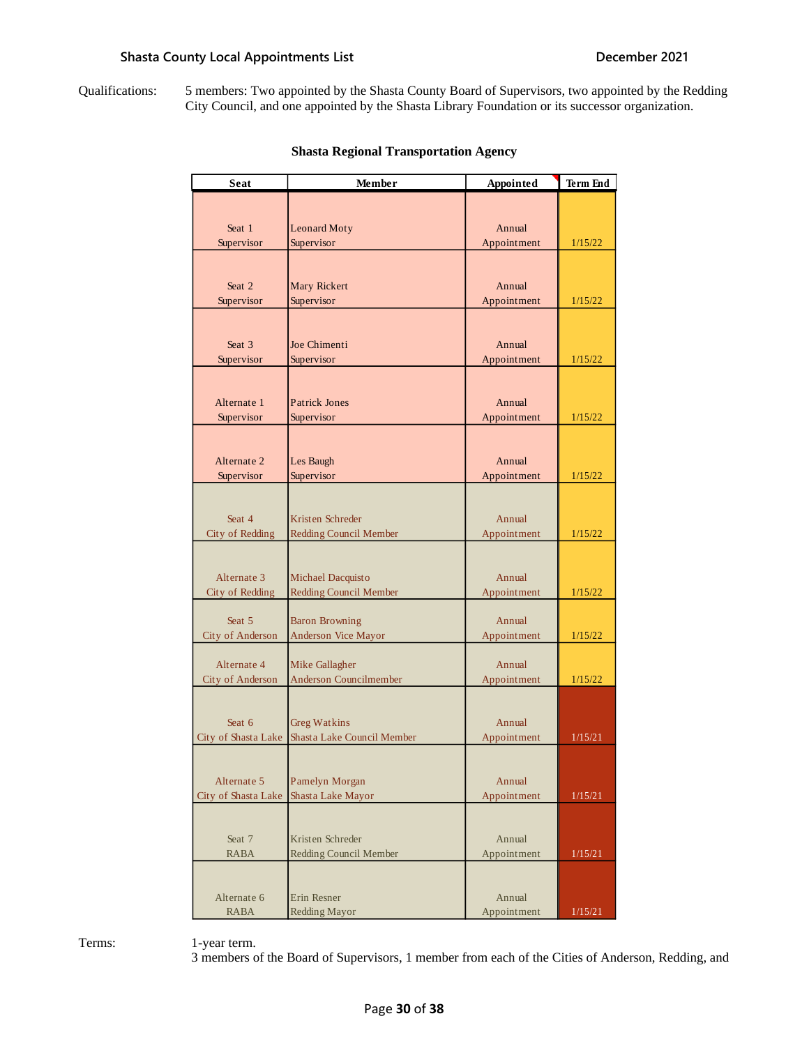Qualifications: 5 members: Two appointed by the Shasta County Board of Supervisors, two appointed by the Redding City Council, and one appointed by the Shasta Library Foundation or its successor organization.

## Shasta Regional Transportation Agency

| Seat | Member | Appointed | Term End |
|---|---|---|---|
| Seat 1 Supervisor | Leonard Moty Supervisor | Annual Appointment | 1/15/22 |
| Seat 2 Supervisor | Mary Rickert Supervisor | Annual Appointment | 1/15/22 |
| Seat 3 Supervisor | Joe Chimenti Supervisor | Annual Appointment | 1/15/22 |
| Alternate 1 Supervisor | Patrick Jones Supervisor | Annual Appointment | 1/15/22 |
| Alternate 2 Supervisor | Les Baugh Supervisor | Annual Appointment | 1/15/22 |
| Seat 4 City of Redding | Kristen Schreder Redding Council Member | Annual Appointment | 1/15/22 |
| Alternate 3 City of Redding | Michael Dacquisto Redding Council Member | Annual Appointment | 1/15/22 |
| Seat 5 City of Anderson | Baron Browning Anderson Vice Mayor | Annual Appointment | 1/15/22 |
| Alternate 4 City of Anderson | Mike Gallagher Anderson Councilmember | Annual Appointment | 1/15/22 |
| Seat 6 City of Shasta Lake | Greg Watkins Shasta Lake Council Member | Annual Appointment | 1/15/21 |
| Alternate 5 City of Shasta Lake | Pamelyn Morgan Shasta Lake Mayor | Annual Appointment | 1/15/21 |
| Seat 7 RABA | Kristen Schreder Redding Council Member | Annual Appointment | 1/15/21 |
| Alternate 6 RABA | Erin Resner Redding Mayor | Annual Appointment | 1/15/21 |

Terms: 1-year term.
3 members of the Board of Supervisors, 1 member from each of the Cities of Anderson, Redding, and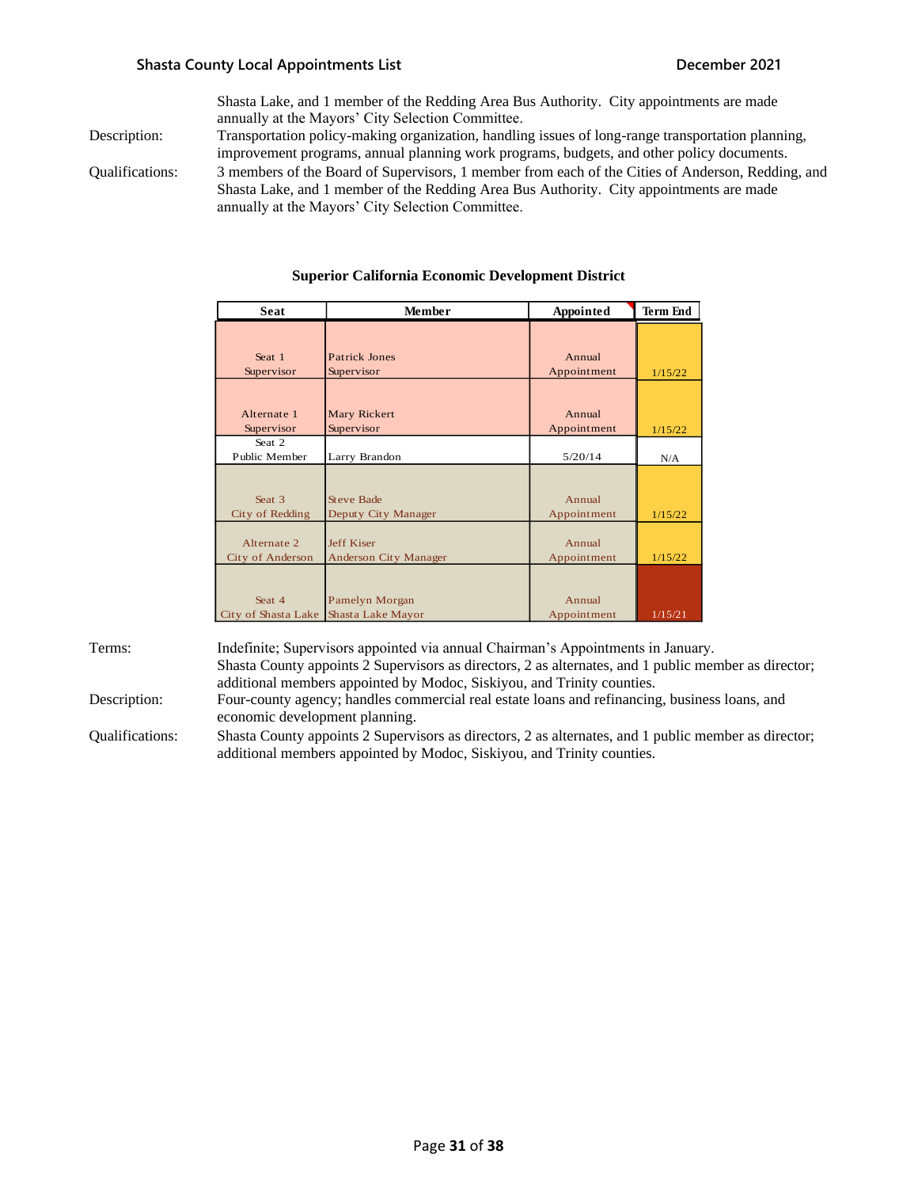Shasta Lake, and 1 member of the Redding Area Bus Authority. City appointments are made annually at the Mayors' City Selection Committee.

Description: Transportation policy-making organization, handling issues of long-range transportation planning, improvement programs, annual planning work programs, budgets, and other policy documents.

Qualifications: 3 members of the Board of Supervisors, 1 member from each of the Cities of Anderson, Redding, and Shasta Lake, and 1 member of the Redding Area Bus Authority. City appointments are made annually at the Mayors' City Selection Committee.

### Superior California Economic Development District

| Seat | Member | Appointed | Term End |
|---|---|---|---|
| Seat 1 Supervisor | Patrick Jones Supervisor | Annual Appointment | 1/15/22 |
| Alternate 1 Supervisor | Mary Rickert Supervisor | Annual Appointment | 1/15/22 |
| Seat 2 Public Member | Larry Brandon | 5/20/14 | N/A |
| Seat 3 City of Redding | Steve Bade Deputy City Manager | Annual Appointment | 1/15/22 |
| Alternate 2 City of Anderson | Jeff Kiser Anderson City Manager | Annual Appointment | 1/15/22 |
| Seat 4 City of Shasta Lake | Pamelyn Morgan Shasta Lake Mayor | Annual Appointment | 1/15/21 |

Terms: Indefinite; Supervisors appointed via annual Chairman's Appointments in January. Shasta County appoints 2 Supervisors as directors, 2 as alternates, and 1 public member as director; additional members appointed by Modoc, Siskiyou, and Trinity counties.

Description: Four-county agency; handles commercial real estate loans and refinancing, business loans, and economic development planning.

Qualifications: Shasta County appoints 2 Supervisors as directors, 2 as alternates, and 1 public member as director; additional members appointed by Modoc, Siskiyou, and Trinity counties.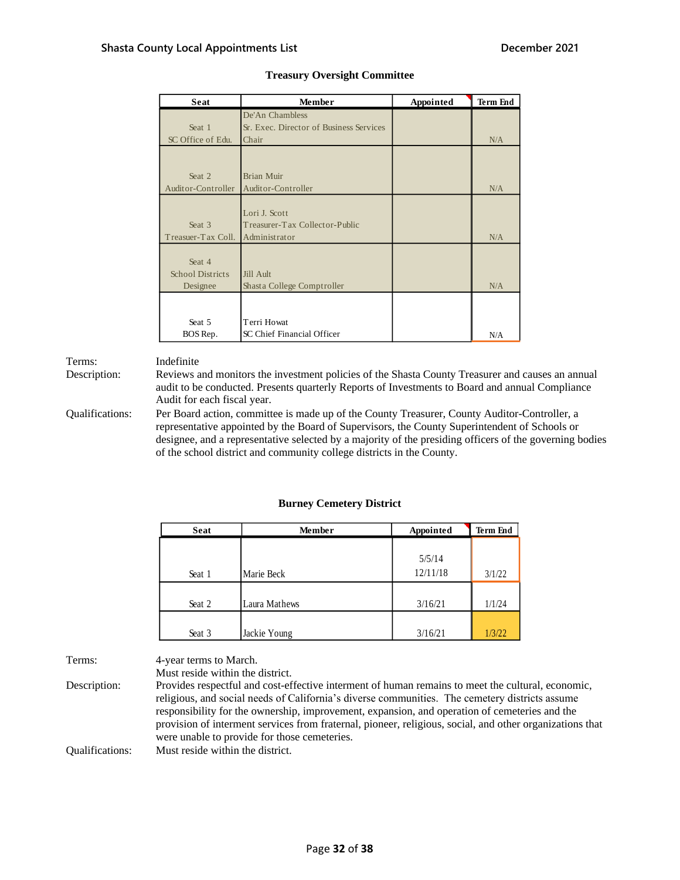## Treasury Oversight Committee

| Seat | Member | Appointed | Term End |
|---|---|---|---|
| Seat 1 SC Office of Edu. | De'An Chambless Sr. Exec. Director of Business Services Chair | | N/A |
| Seat 2 Auditor-Controller | Brian Muir Auditor-Controller | | N/A |
| Seat 3 Treasuer-Tax Coll. | Lori J. Scott Treasurer-Tax Collector-Public Administrator | | N/A |
| Seat 4 School Districts Designee | Jill Ault Shasta College Comptroller | | N/A |
| Seat 5 BOS Rep. | Terri Howat SC Chief Financial Officer | | N/A |

Terms: Indefinite

Description: Reviews and monitors the investment policies of the Shasta County Treasurer and causes an annual audit to be conducted. Presents quarterly Reports of Investments to Board and annual Compliance Audit for each fiscal year.

Qualifications: Per Board action, committee is made up of the County Treasurer, County Auditor-Controller, a representative appointed by the Board of Supervisors, the County Superintendent of Schools or designee, and a representative selected by a majority of the presiding officers of the governing bodies of the school district and community college districts in the County.

## Burney Cemetery District

| Seat | Member | Appointed | Term End |
|---|---|---|---|
| Seat 1 | Marie Beck | 5/5/14 12/11/18 | 3/1/22 |
| Seat 2 | Laura Mathews | 3/16/21 | 1/1/24 |
| Seat 3 | Jackie Young | 3/16/21 | 1/3/22 |

Terms: 4-year terms to March.
Must reside within the district.

Description: Provides respectful and cost-effective interment of human remains to meet the cultural, economic, religious, and social needs of California's diverse communities. The cemetery districts assume responsibility for the ownership, improvement, expansion, and operation of cemeteries and the provision of interment services from fraternal, pioneer, religious, social, and other organizations that were unable to provide for those cemeteries.

Qualifications: Must reside within the district.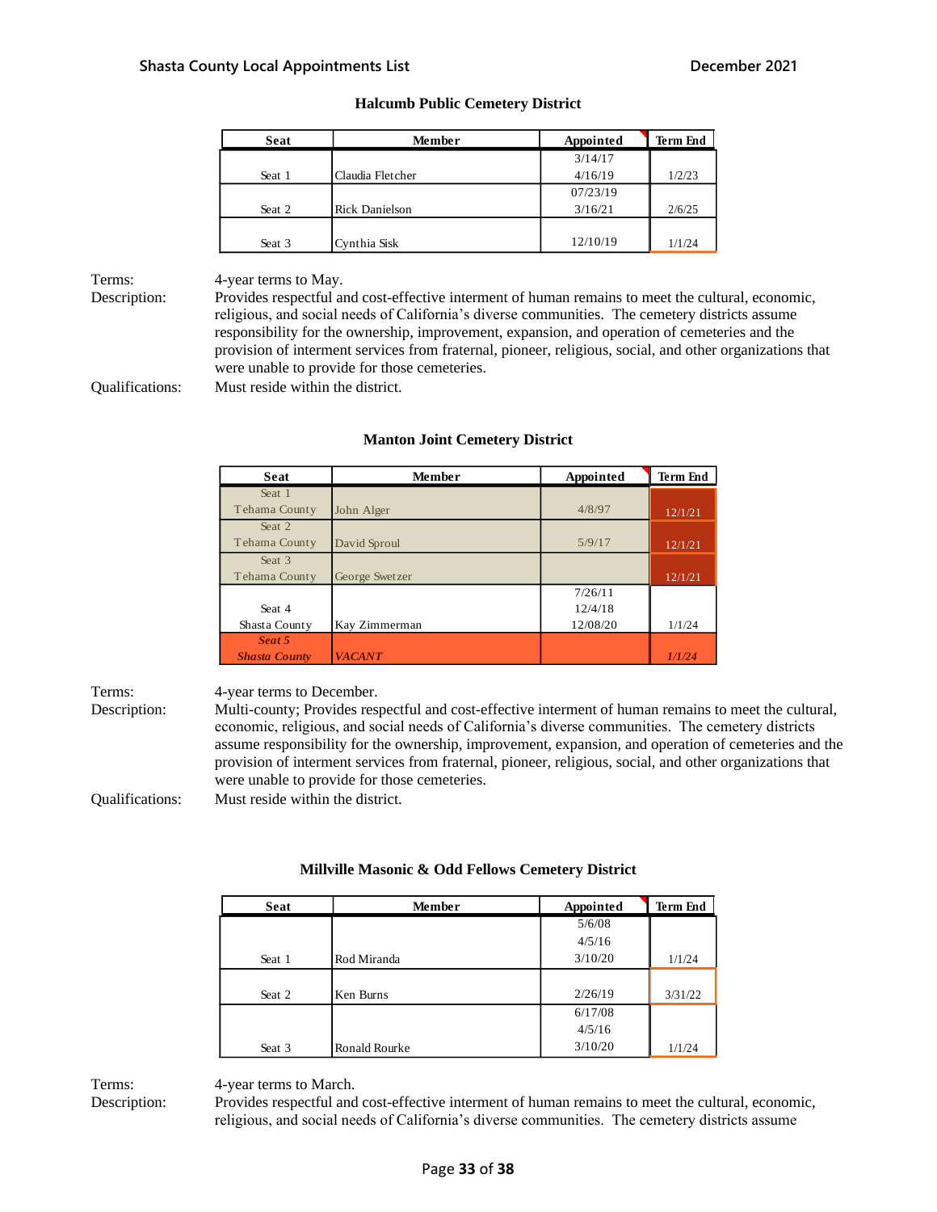### Halcumb Public Cemetery District

| Seat | Member | Appointed | Term End |
|---|---|---|---|
| Seat 1 | Claudia Fletcher | 3/14/17<br>4/16/19 | 1/2/23 |
| Seat 2 | Rick Danielson | 07/23/19<br>3/16/21 | 2/6/25 |
| Seat 3 | Cynthia Sisk | 12/10/19 | 1/1/24 |

Terms: 4-year terms to May.

Description: Provides respectful and cost-effective interment of human remains to meet the cultural, economic, religious, and social needs of California's diverse communities. The cemetery districts assume responsibility for the ownership, improvement, expansion, and operation of cemeteries and the provision of interment services from fraternal, pioneer, religious, social, and other organizations that were unable to provide for those cemeteries.

Qualifications: Must reside within the district.

### Manton Joint Cemetery District

| Seat | Member | Appointed | Term End |
|---|---|---|---|
| Seat 1<br>Tehama County | John Alger | 4/8/97 | 12/1/21 |
| Seat 2<br>Tehama County | David Sproul | 5/9/17 | 12/1/21 |
| Seat 3<br>Tehama County | George Swetzer | | 12/1/21 |
| Seat 4<br>Shasta County | Kay Zimmerman | 7/26/11<br>12/4/18<br>12/08/20 | 1/1/24 |
| ***Seat 5<br>Shasta County*** | ***VACANT*** | | ***1/1/24*** |

Terms: 4-year terms to December.

Description: Multi-county; Provides respectful and cost-effective interment of human remains to meet the cultural, economic, religious, and social needs of California's diverse communities. The cemetery districts assume responsibility for the ownership, improvement, expansion, and operation of cemeteries and the provision of interment services from fraternal, pioneer, religious, social, and other organizations that were unable to provide for those cemeteries.

Qualifications: Must reside within the district.

### Millville Masonic & Odd Fellows Cemetery District

| Seat | Member | Appointed | Term End |
|---|---|---|---|
| Seat 1 | Rod Miranda | 5/6/08<br>4/5/16<br>3/10/20 | 1/1/24 |
| Seat 2 | Ken Burns | 2/26/19 | 3/31/22 |
| Seat 3 | Ronald Rourke | 6/17/08<br>4/5/16<br>3/10/20 | 1/1/24 |

Terms: 4-year terms to March.

Description: Provides respectful and cost-effective interment of human remains to meet the cultural, economic, religious, and social needs of California's diverse communities. The cemetery districts assume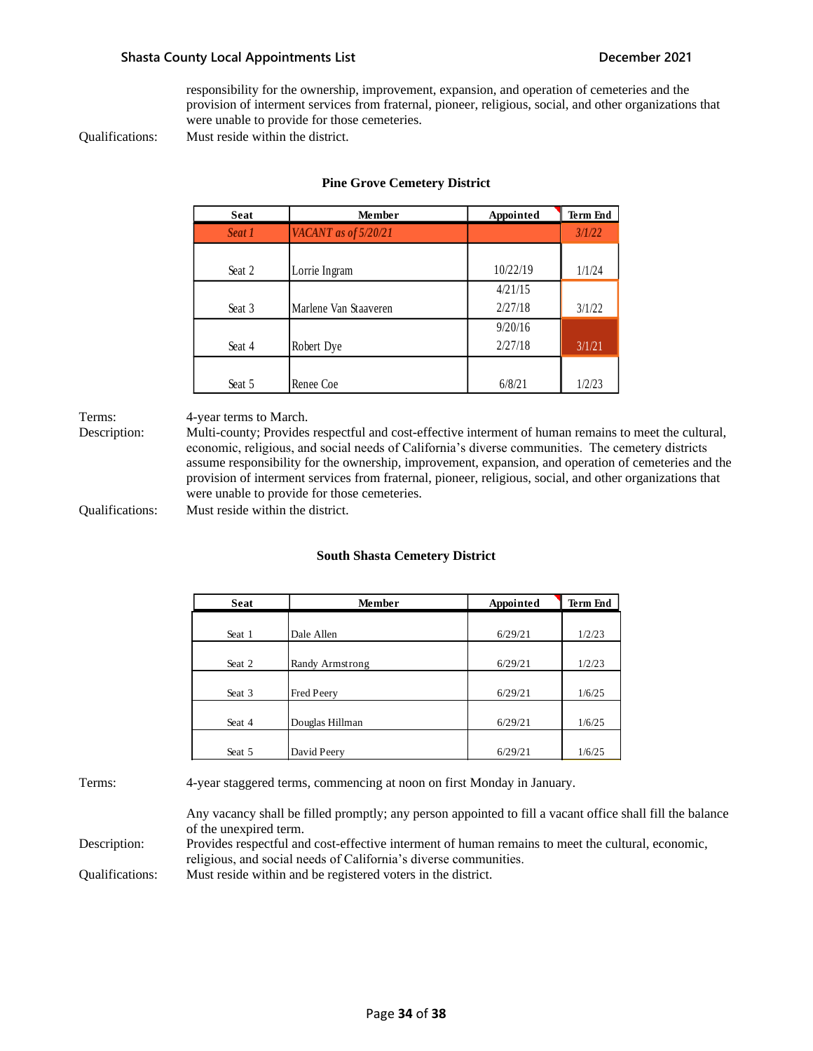responsibility for the ownership, improvement, expansion, and operation of cemeteries and the provision of interment services from fraternal, pioneer, religious, social, and other organizations that were unable to provide for those cemeteries.

Qualifications: Must reside within the district.

### Pine Grove Cemetery District

| Seat | Member | Appointed | Term End |
|---|---|---|---|
| *Seat 1* | *VACANT as of 5/20/21* | | *3/1/22* |
| Seat 2 | Lorrie Ingram | 10/22/19 | 1/1/24 |
| Seat 3 | Marlene Van Staaveren | 4/21/15<br>2/27/18 | 3/1/22 |
| Seat 4 | Robert Dye | 9/20/16<br>2/27/18 | 3/1/21 |
| Seat 5 | Renee Coe | 6/8/21 | 1/2/23 |

Terms: 4-year terms to March.

Description: Multi-county; Provides respectful and cost-effective interment of human remains to meet the cultural, economic, religious, and social needs of California's diverse communities. The cemetery districts assume responsibility for the ownership, improvement, expansion, and operation of cemeteries and the provision of interment services from fraternal, pioneer, religious, social, and other organizations that were unable to provide for those cemeteries.

Qualifications: Must reside within the district.

### South Shasta Cemetery District

| Seat | Member | Appointed | Term End |
|---|---|---|---|
| Seat 1 | Dale Allen | 6/29/21 | 1/2/23 |
| Seat 2 | Randy Armstrong | 6/29/21 | 1/2/23 |
| Seat 3 | Fred Peery | 6/29/21 | 1/6/25 |
| Seat 4 | Douglas Hillman | 6/29/21 | 1/6/25 |
| Seat 5 | David Peery | 6/29/21 | 1/6/25 |

Terms: 4-year staggered terms, commencing at noon on first Monday in January.

Any vacancy shall be filled promptly; any person appointed to fill a vacant office shall fill the balance of the unexpired term.

Description: Provides respectful and cost-effective interment of human remains to meet the cultural, economic, religious, and social needs of California's diverse communities.

Qualifications: Must reside within and be registered voters in the district.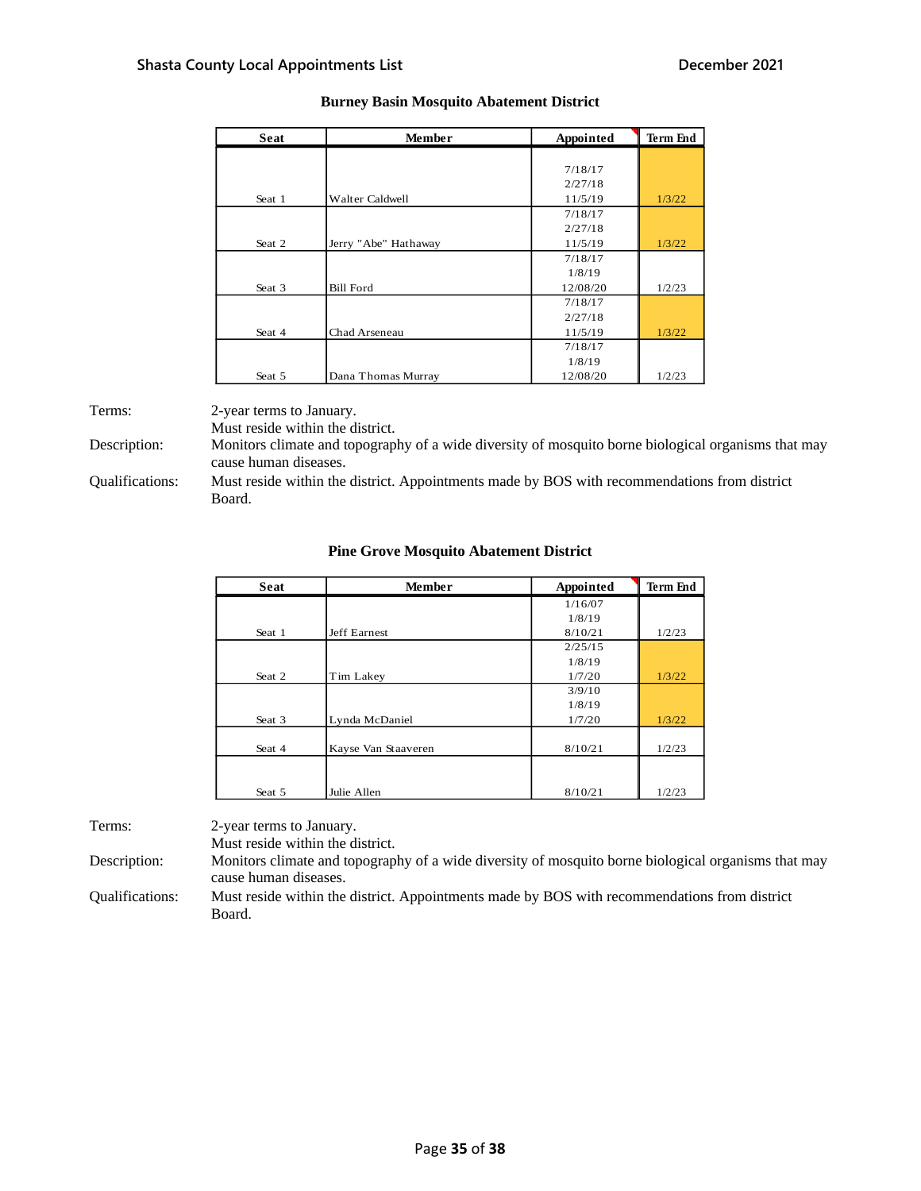## Burney Basin Mosquito Abatement District

| Seat | Member | Appointed | Term End |
|---|---|---|---|
| Seat 1 | Walter Caldwell | 7/18/17<br>2/27/18<br>11/5/19 | 1/3/22 |
| Seat 2 | Jerry "Abe" Hathaway | 7/18/17<br>2/27/18<br>11/5/19 | 1/3/22 |
| Seat 3 | Bill Ford | 7/18/17<br>1/8/19<br>12/08/20 | 1/2/23 |
| Seat 4 | Chad Arseneau | 7/18/17<br>2/27/18<br>11/5/19 | 1/3/22 |
| Seat 5 | Dana Thomas Murray | 7/18/17<br>1/8/19<br>12/08/20 | 1/2/23 |

Terms: 2-year terms to January.
Must reside within the district.

Description: Monitors climate and topography of a wide diversity of mosquito borne biological organisms that may cause human diseases.

Qualifications: Must reside within the district. Appointments made by BOS with recommendations from district Board.

## Pine Grove Mosquito Abatement District

| Seat | Member | Appointed | Term End |
|---|---|---|---|
| Seat 1 | Jeff Earnest | 1/16/07<br>1/8/19<br>8/10/21 | 1/2/23 |
| Seat 2 | Tim Lakey | 2/25/15<br>1/8/19<br>1/7/20 | 1/3/22 |
| Seat 3 | Lynda McDaniel | 3/9/10<br>1/8/19<br>1/7/20 | 1/3/22 |
| Seat 4 | Kayse Van Staaveren | 8/10/21 | 1/2/23 |
| Seat 5 | Julie Allen | 8/10/21 | 1/2/23 |

Terms: 2-year terms to January.
Must reside within the district.

Description: Monitors climate and topography of a wide diversity of mosquito borne biological organisms that may cause human diseases.

Qualifications: Must reside within the district. Appointments made by BOS with recommendations from district Board.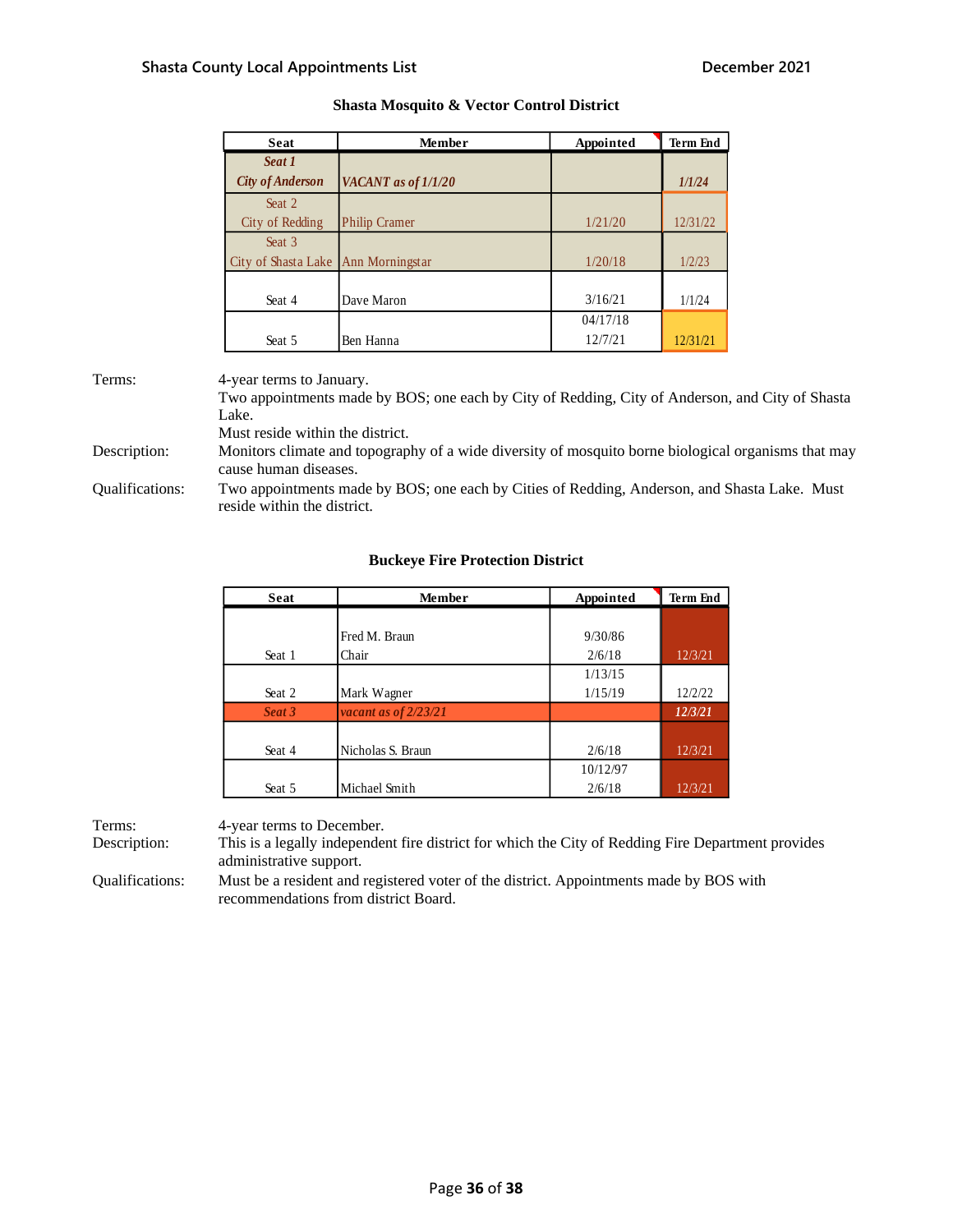## Shasta Mosquito & Vector Control District

| Seat | Member | Appointed | Term End |
|---|---|---|---|
| ***Seat 1 City of Anderson*** | ***VACANT as of 1/1/20*** | | ***1/1/24*** |
| Seat 2 City of Redding | Philip Cramer | 1/21/20 | 12/31/22 |
| Seat 3 City of Shasta Lake | Ann Morningstar | 1/20/18 | 1/2/23 |
| Seat 4 | Dave Maron | 3/16/21 | 1/1/24 |
| Seat 5 | Ben Hanna | 04/17/18 12/7/21 | 12/31/21 |

Terms: 4-year terms to January.
Two appointments made by BOS; one each by City of Redding, City of Anderson, and City of Shasta Lake.
Must reside within the district.

Description: Monitors climate and topography of a wide diversity of mosquito borne biological organisms that may cause human diseases.

Qualifications: Two appointments made by BOS; one each by Cities of Redding, Anderson, and Shasta Lake. Must reside within the district.

## Buckeye Fire Protection District

| Seat | Member | Appointed | Term End |
|---|---|---|---|
| Seat 1 | Fred M. Braun Chair | 9/30/86 2/6/18 | 12/3/21 |
| Seat 2 | Mark Wagner | 1/13/15 1/15/19 | 12/2/22 |
| ***Seat 3*** | ***vacant as of 2/23/21*** | | ***12/3/21*** |
| Seat 4 | Nicholas S. Braun | 2/6/18 | 12/3/21 |
| Seat 5 | Michael Smith | 10/12/97 2/6/18 | 12/3/21 |

Terms: 4-year terms to December.

Description: This is a legally independent fire district for which the City of Redding Fire Department provides administrative support.

Qualifications: Must be a resident and registered voter of the district. Appointments made by BOS with recommendations from district Board.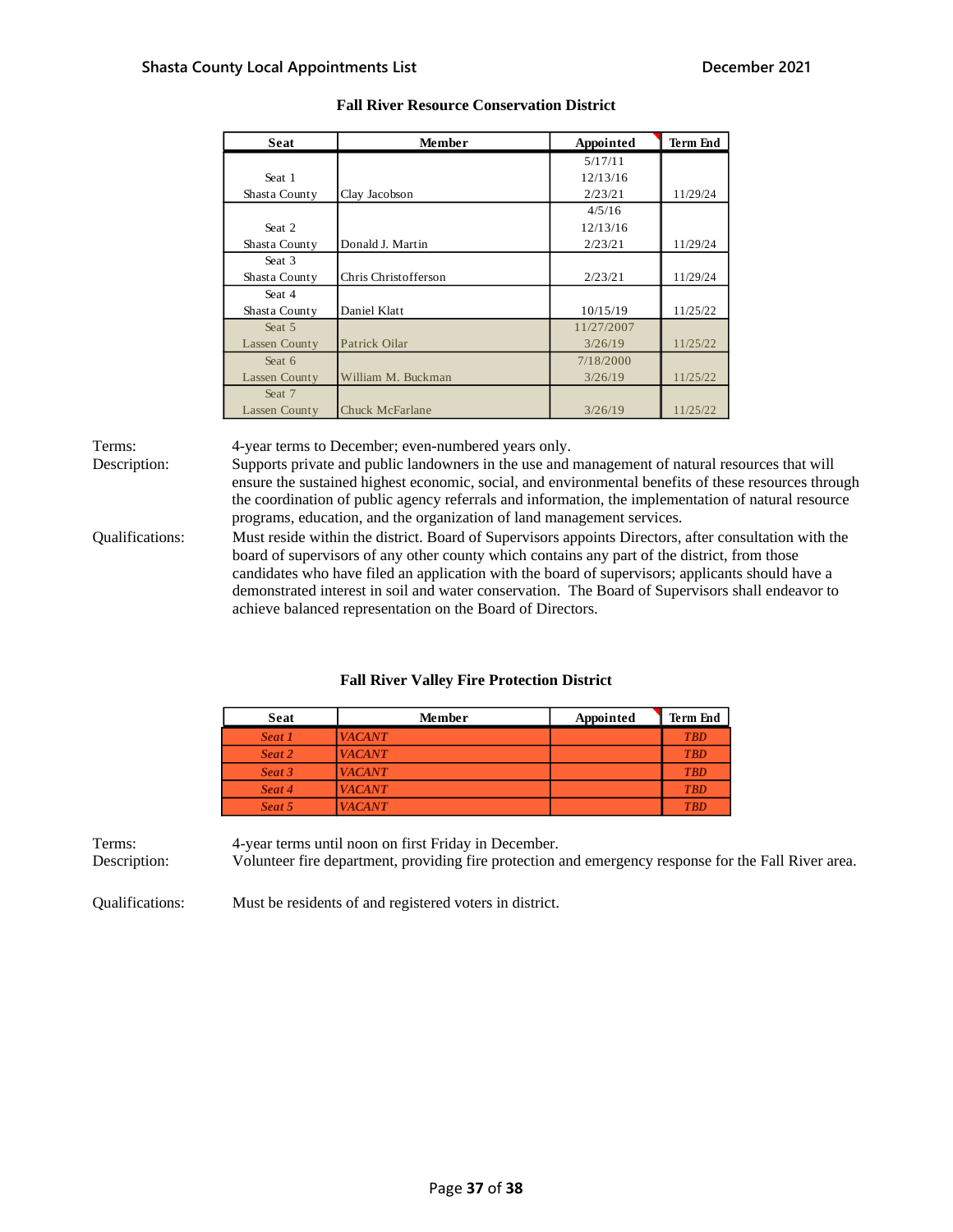## Fall River Resource Conservation District

| Seat | Member | Appointed | Term End |
|---|---|---|---|
| Seat 1 Shasta County | Clay Jacobson | 5/17/11 12/13/16 2/23/21 | 11/29/24 |
| Seat 2 Shasta County | Donald J. Martin | 4/5/16 12/13/16 2/23/21 | 11/29/24 |
| Seat 3 Shasta County | Chris Christofferson | 2/23/21 | 11/29/24 |
| Seat 4 Shasta County | Daniel Klatt | 10/15/19 | 11/25/22 |
| Seat 5 Lassen County | Patrick Oilar | 11/27/2007 3/26/19 | 11/25/22 |
| Seat 6 Lassen County | William M. Buckman | 7/18/2000 3/26/19 | 11/25/22 |
| Seat 7 Lassen County | Chuck McFarlane | 3/26/19 | 11/25/22 |

Terms: 4-year terms to December; even-numbered years only.

Description: Supports private and public landowners in the use and management of natural resources that will ensure the sustained highest economic, social, and environmental benefits of these resources through the coordination of public agency referrals and information, the implementation of natural resource programs, education, and the organization of land management services.

Qualifications: Must reside within the district. Board of Supervisors appoints Directors, after consultation with the board of supervisors of any other county which contains any part of the district, from those candidates who have filed an application with the board of supervisors; applicants should have a demonstrated interest in soil and water conservation. The Board of Supervisors shall endeavor to achieve balanced representation on the Board of Directors.

## Fall River Valley Fire Protection District

| Seat | Member | Appointed | Term End |
|---|---|---|---|
| *Seat 1* | *VACANT* | | *TBD* |
| *Seat 2* | *VACANT* | | *TBD* |
| *Seat 3* | *VACANT* | | *TBD* |
| *Seat 4* | *VACANT* | | *TBD* |
| *Seat 5* | *VACANT* | | *TBD* |

Terms: 4-year terms until noon on first Friday in December.

Description: Volunteer fire department, providing fire protection and emergency response for the Fall River area.

Qualifications: Must be residents of and registered voters in district.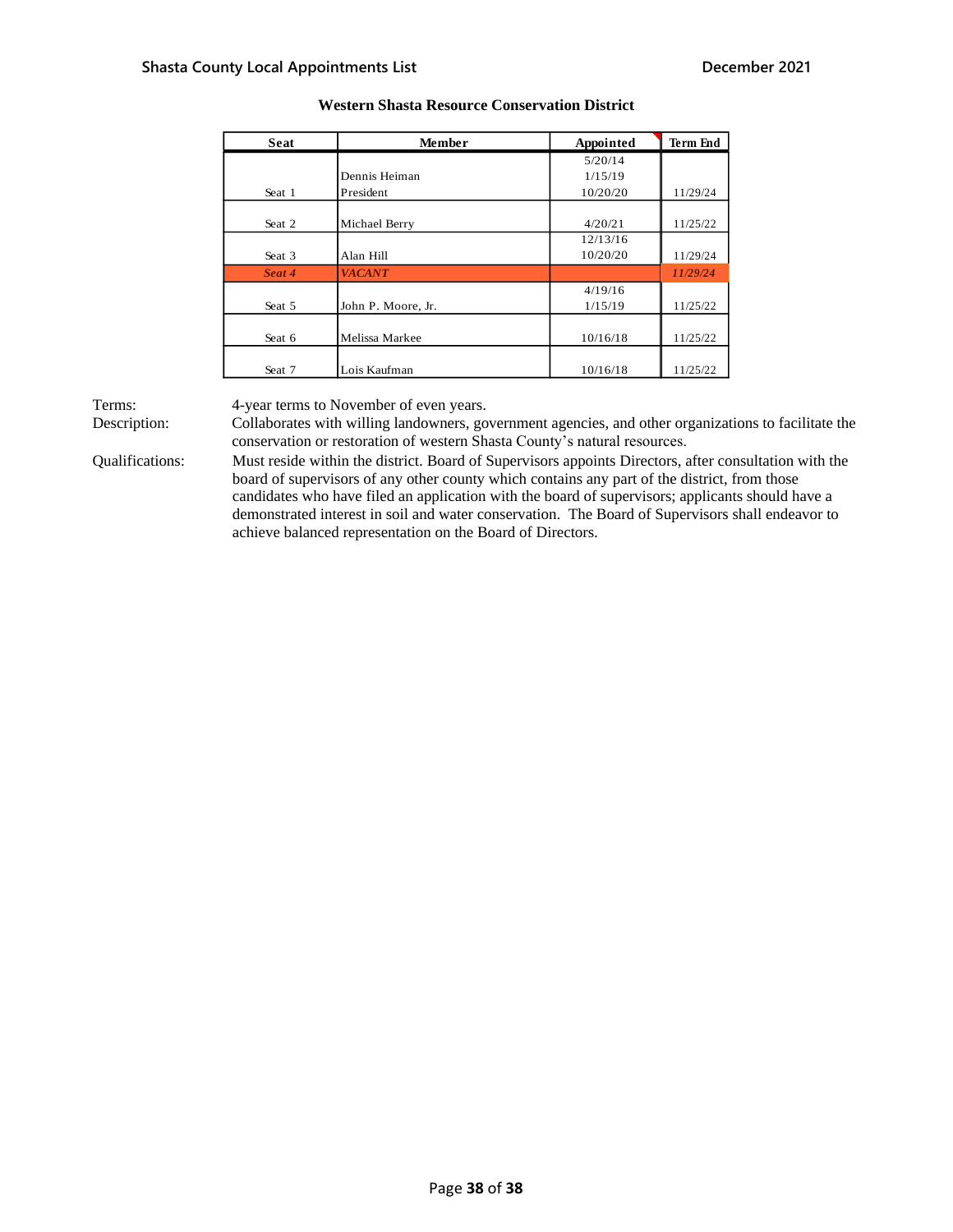## Western Shasta Resource Conservation District

| Seat | Member | Appointed | Term End |
|---|---|---|---|
| Seat 1 | Dennis Heiman President | 5/20/14 1/15/19 10/20/20 | 11/29/24 |
| Seat 2 | Michael Berry | 4/20/21 | 11/25/22 |
| Seat 3 | Alan Hill | 12/13/16 10/20/20 | 11/29/24 |
| *Seat 4* | *VACANT* | | *11/29/24* |
| Seat 5 | John P. Moore, Jr. | 4/19/16 1/15/19 | 11/25/22 |
| Seat 6 | Melissa Markee | 10/16/18 | 11/25/22 |
| Seat 7 | Lois Kaufman | 10/16/18 | 11/25/22 |

Terms: 4-year terms to November of even years.

Description: Collaborates with willing landowners, government agencies, and other organizations to facilitate the conservation or restoration of western Shasta County's natural resources.

Qualifications: Must reside within the district. Board of Supervisors appoints Directors, after consultation with the board of supervisors of any other county which contains any part of the district, from those candidates who have filed an application with the board of supervisors; applicants should have a demonstrated interest in soil and water conservation. The Board of Supervisors shall endeavor to achieve balanced representation on the Board of Directors.